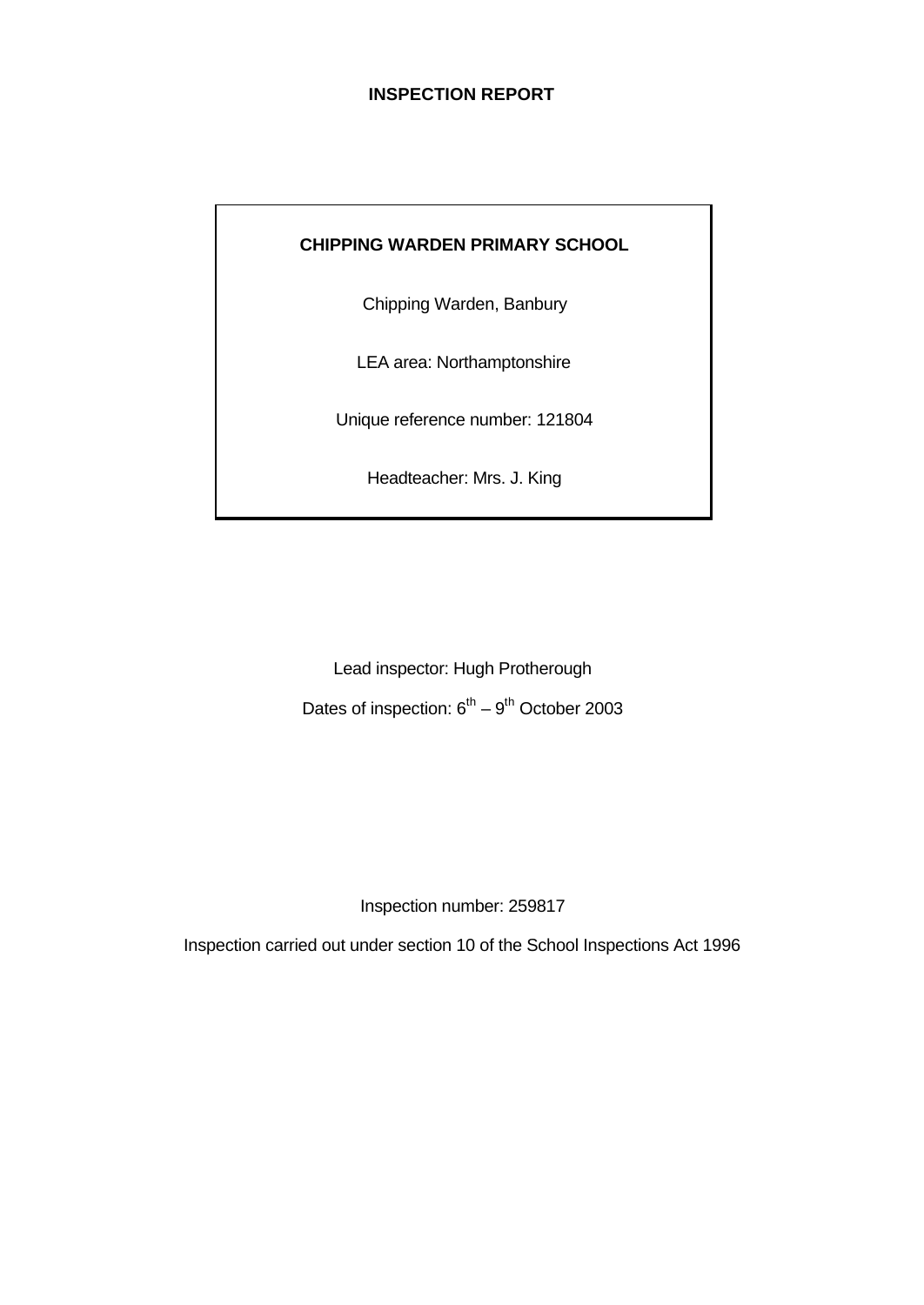# INSPECTION REPORT

**CHIPPING WARDEN PRIMARY SCHOOL**

Chipping Warden, Banbury

LEA area: Northamptonshire

Unique reference number: 121804

Headteacher: Mrs. J. King

Lead inspector: Hugh Protherough

Dates of inspection: 6th – 9th October 2003

Inspection number: 259817

Inspection carried out under section 10 of the School Inspections Act 1996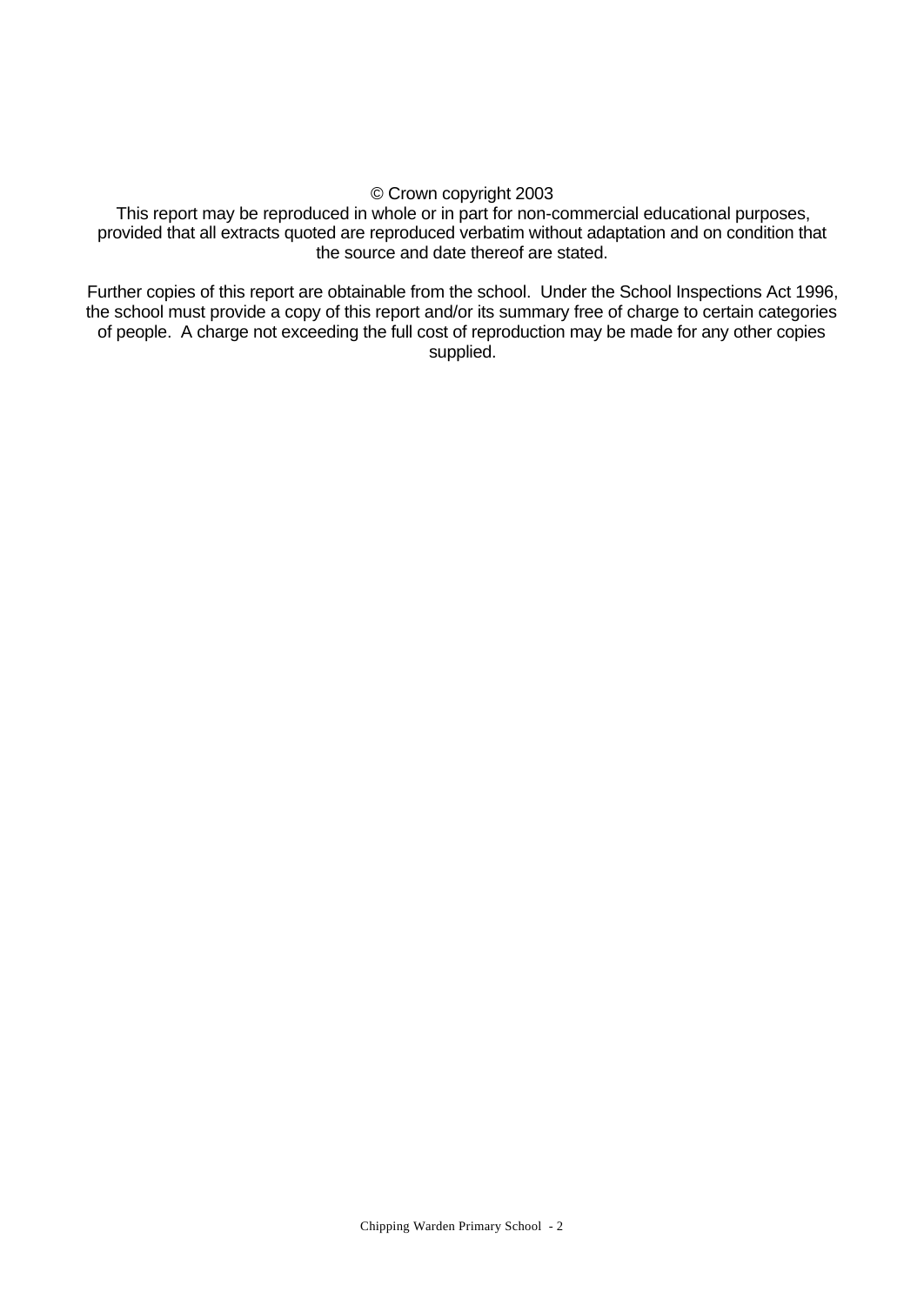© Crown copyright 2003

This report may be reproduced in whole or in part for non-commercial educational purposes, provided that all extracts quoted are reproduced verbatim without adaptation and on condition that the source and date thereof are stated.

Further copies of this report are obtainable from the school. Under the School Inspections Act 1996, the school must provide a copy of this report and/or its summary free of charge to certain categories of people. A charge not exceeding the full cost of reproduction may be made for any other copies supplied.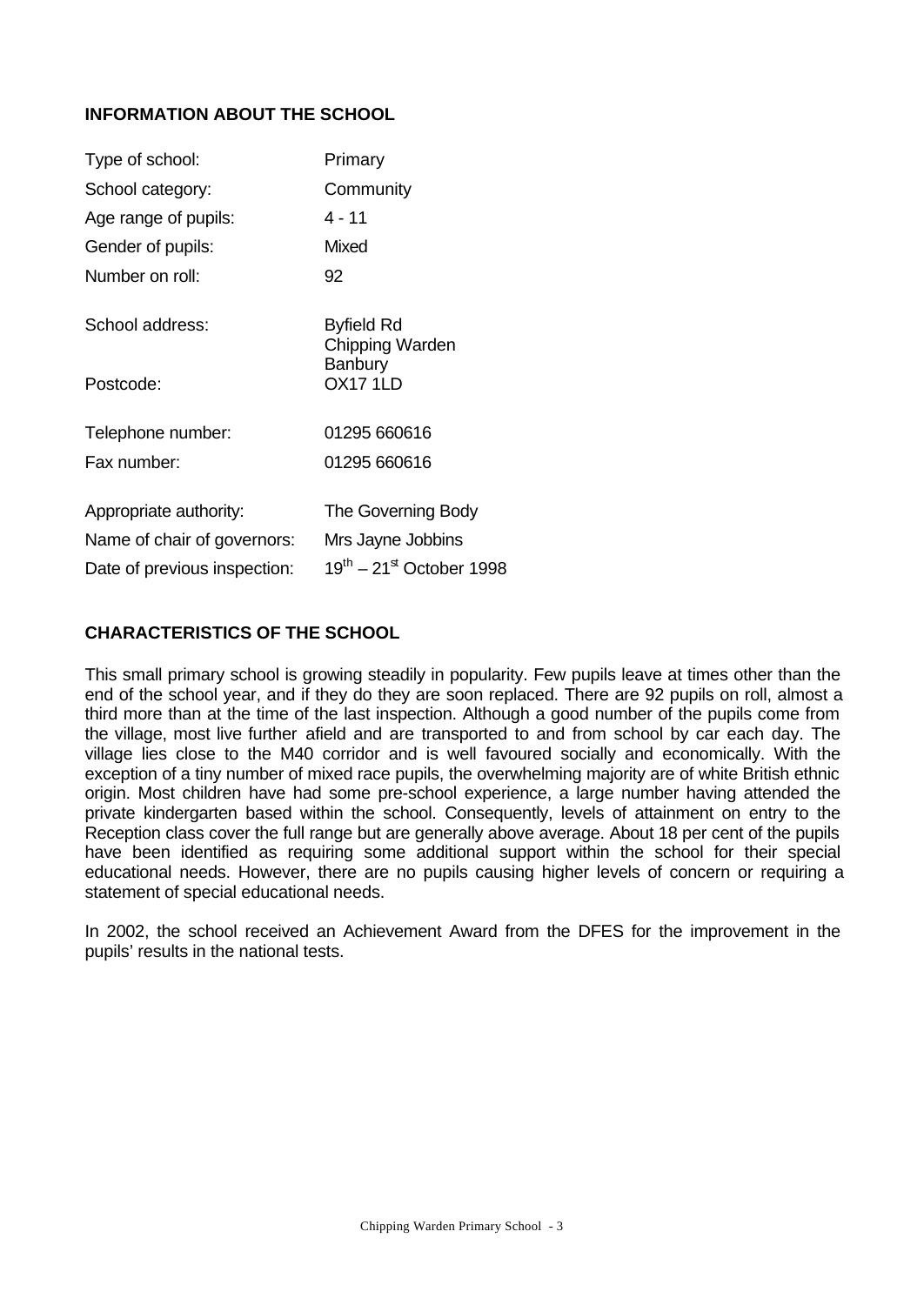## INFORMATION ABOUT THE SCHOOL

| | |
|---|---|
| Type of school: | Primary |
| School category: | Community |
| Age range of pupils: | 4 - 11 |
| Gender of pupils: | Mixed |
| Number on roll: | 92 |
| School address: | Byfield Rd<br>Chipping Warden<br>Banbury |
| Postcode: | OX17 1LD |
| Telephone number: | 01295 660616 |
| Fax number: | 01295 660616 |
| Appropriate authority: | The Governing Body |
| Name of chair of governors: | Mrs Jayne Jobbins |
| Date of previous inspection: | 19th – 21st October 1998 |

## CHARACTERISTICS OF THE SCHOOL

This small primary school is growing steadily in popularity. Few pupils leave at times other than the end of the school year, and if they do they are soon replaced. There are 92 pupils on roll, almost a third more than at the time of the last inspection. Although a good number of the pupils come from the village, most live further afield and are transported to and from school by car each day. The village lies close to the M40 corridor and is well favoured socially and economically. With the exception of a tiny number of mixed race pupils, the overwhelming majority are of white British ethnic origin. Most children have had some pre-school experience, a large number having attended the private kindergarten based within the school. Consequently, levels of attainment on entry to the Reception class cover the full range but are generally above average. About 18 per cent of the pupils have been identified as requiring some additional support within the school for their special educational needs. However, there are no pupils causing higher levels of concern or requiring a statement of special educational needs.

In 2002, the school received an Achievement Award from the DFES for the improvement in the pupils' results in the national tests.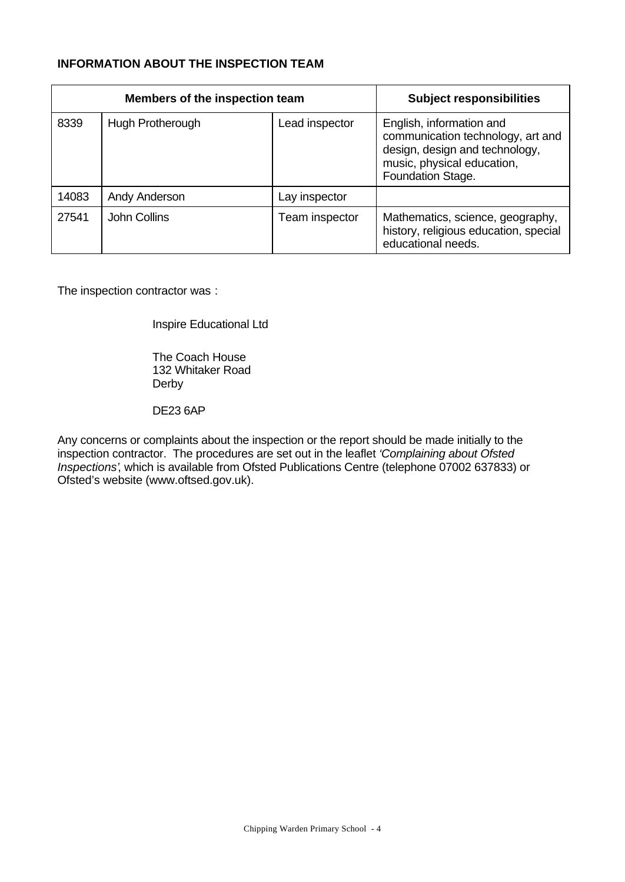**INFORMATION ABOUT THE INSPECTION TEAM**

| Members of the inspection team | | | Subject responsibilities |
|---|---|---|---|
| 8339 | Hugh Protherough | Lead inspector | English, information and communication technology, art and design, design and technology, music, physical education, Foundation Stage. |
| 14083 | Andy Anderson | Lay inspector | |
| 27541 | John Collins | Team inspector | Mathematics, science, geography, history, religious education, special educational needs. |

The inspection contractor was :

Inspire Educational Ltd

The Coach House
132 Whitaker Road
Derby

DE23 6AP

Any concerns or complaints about the inspection or the report should be made initially to the inspection contractor. The procedures are set out in the leaflet *'Complaining about Ofsted Inspections'*, which is available from Ofsted Publications Centre (telephone 07002 637833) or Ofsted's website (www.oftsed.gov.uk).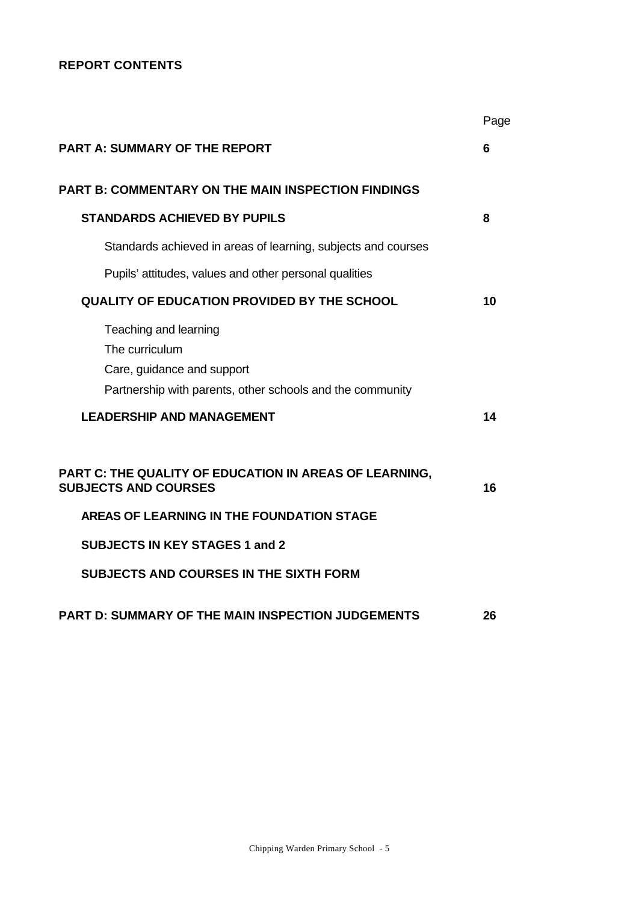**REPORT CONTENTS**

| | Page |
|---|---|
| **PART A: SUMMARY OF THE REPORT** | **6** |
| **PART B: COMMENTARY ON THE MAIN INSPECTION FINDINGS** | |
| **STANDARDS ACHIEVED BY PUPILS** | **8** |
| Standards achieved in areas of learning, subjects and courses | |
| Pupils' attitudes, values and other personal qualities | |
| **QUALITY OF EDUCATION PROVIDED BY THE SCHOOL** | **10** |
| Teaching and learning | |
| The curriculum | |
| Care, guidance and support | |
| Partnership with parents, other schools and the community | |
| **LEADERSHIP AND MANAGEMENT** | **14** |
| **PART C: THE QUALITY OF EDUCATION IN AREAS OF LEARNING, SUBJECTS AND COURSES** | **16** |
| **AREAS OF LEARNING IN THE FOUNDATION STAGE** | |
| **SUBJECTS IN KEY STAGES 1 and 2** | |
| **SUBJECTS AND COURSES IN THE SIXTH FORM** | |
| **PART D: SUMMARY OF THE MAIN INSPECTION JUDGEMENTS** | **26** |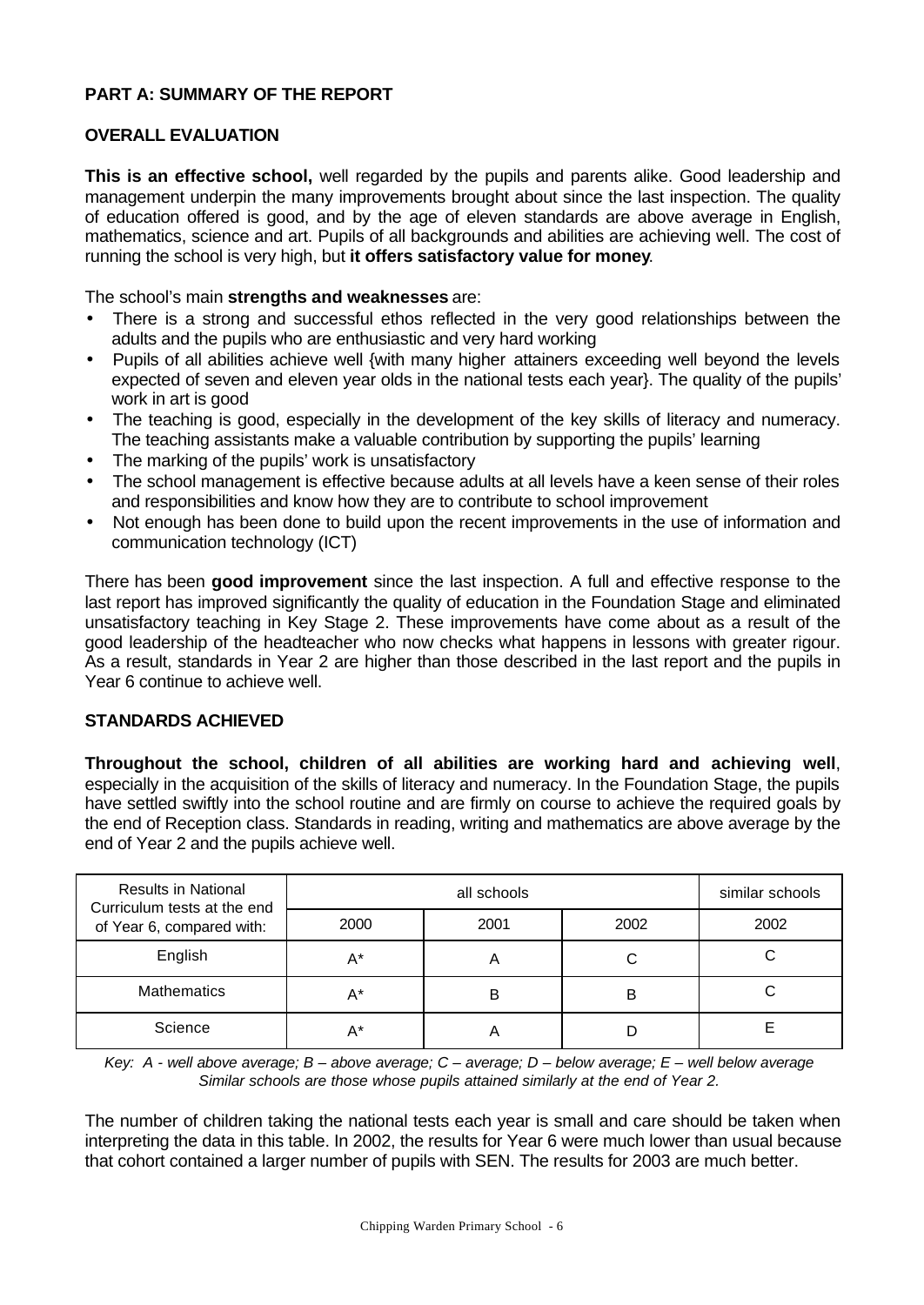## PART A: SUMMARY OF THE REPORT

### OVERALL EVALUATION

**This is an effective school,** well regarded by the pupils and parents alike. Good leadership and management underpin the many improvements brought about since the last inspection. The quality of education offered is good, and by the age of eleven standards are above average in English, mathematics, science and art. Pupils of all backgrounds and abilities are achieving well. The cost of running the school is very high, but **it offers satisfactory value for money**.

The school's main **strengths and weaknesses** are:

- There is a strong and successful ethos reflected in the very good relationships between the adults and the pupils who are enthusiastic and very hard working
- Pupils of all abilities achieve well {with many higher attainers exceeding well beyond the levels expected of seven and eleven year olds in the national tests each year}. The quality of the pupils' work in art is good
- The teaching is good, especially in the development of the key skills of literacy and numeracy. The teaching assistants make a valuable contribution by supporting the pupils' learning
- The marking of the pupils' work is unsatisfactory
- The school management is effective because adults at all levels have a keen sense of their roles and responsibilities and know how they are to contribute to school improvement
- Not enough has been done to build upon the recent improvements in the use of information and communication technology (ICT)

There has been **good improvement** since the last inspection. A full and effective response to the last report has improved significantly the quality of education in the Foundation Stage and eliminated unsatisfactory teaching in Key Stage 2. These improvements have come about as a result of the good leadership of the headteacher who now checks what happens in lessons with greater rigour. As a result, standards in Year 2 are higher than those described in the last report and the pupils in Year 6 continue to achieve well.

### STANDARDS ACHIEVED

**Throughout the school, children of all abilities are working hard and achieving well**, especially in the acquisition of the skills of literacy and numeracy. In the Foundation Stage, the pupils have settled swiftly into the school routine and are firmly on course to achieve the required goals by the end of Reception class. Standards in reading, writing and mathematics are above average by the end of Year 2 and the pupils achieve well.

| Results in National Curriculum tests at the end of Year 6, compared with: | all schools | | | similar schools |
|---|---|---|---|---|
| | 2000 | 2001 | 2002 | 2002 |
| English | A* | A | C | C |
| Mathematics | A* | B | B | C |
| Science | A* | A | D | E |

*Key: A - well above average; B – above average; C – average; D – below average; E – well below average*
*Similar schools are those whose pupils attained similarly at the end of Year 2.*

The number of children taking the national tests each year is small and care should be taken when interpreting the data in this table. In 2002, the results for Year 6 were much lower than usual because that cohort contained a larger number of pupils with SEN. The results for 2003 are much better.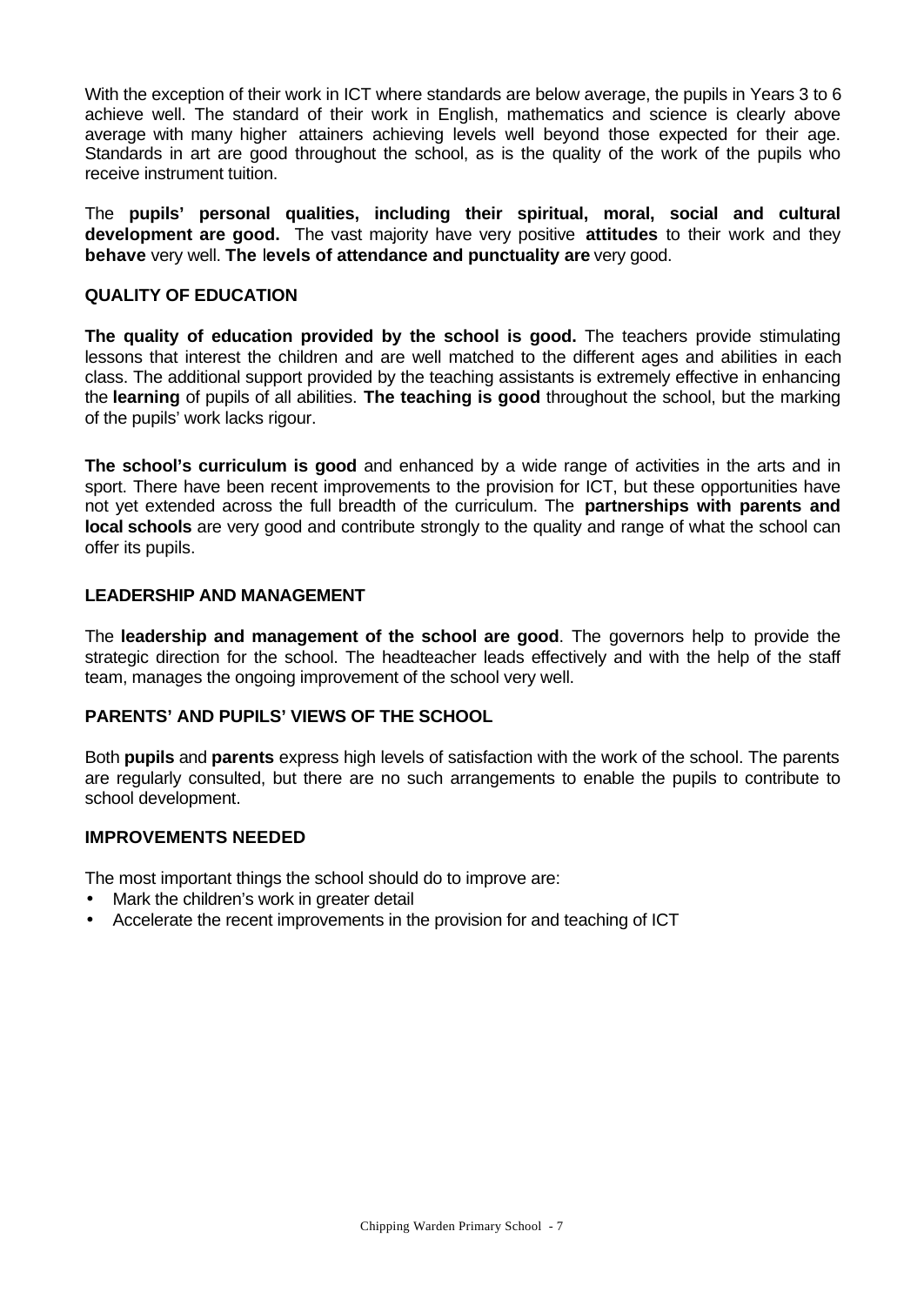With the exception of their work in ICT where standards are below average, the pupils in Years 3 to 6 achieve well. The standard of their work in English, mathematics and science is clearly above average with many higher attainers achieving levels well beyond those expected for their age. Standards in art are good throughout the school, as is the quality of the work of the pupils who receive instrument tuition.

The **pupils' personal qualities, including their spiritual, moral, social and cultural development are good.** The vast majority have very positive **attitudes** to their work and they **behave** very well. **The levels of attendance and punctuality are** very good.

### QUALITY OF EDUCATION

**The quality of education provided by the school is good.** The teachers provide stimulating lessons that interest the children and are well matched to the different ages and abilities in each class. The additional support provided by the teaching assistants is extremely effective in enhancing the **learning** of pupils of all abilities. **The teaching is good** throughout the school, but the marking of the pupils' work lacks rigour.

**The school's curriculum is good** and enhanced by a wide range of activities in the arts and in sport. There have been recent improvements to the provision for ICT, but these opportunities have not yet extended across the full breadth of the curriculum. The **partnerships with parents and local schools** are very good and contribute strongly to the quality and range of what the school can offer its pupils.

### LEADERSHIP AND MANAGEMENT

The **leadership and management of the school are good**. The governors help to provide the strategic direction for the school. The headteacher leads effectively and with the help of the staff team, manages the ongoing improvement of the school very well.

### PARENTS' AND PUPILS' VIEWS OF THE SCHOOL

Both **pupils** and **parents** express high levels of satisfaction with the work of the school. The parents are regularly consulted, but there are no such arrangements to enable the pupils to contribute to school development.

### IMPROVEMENTS NEEDED

The most important things the school should do to improve are:

- Mark the children's work in greater detail
- Accelerate the recent improvements in the provision for and teaching of ICT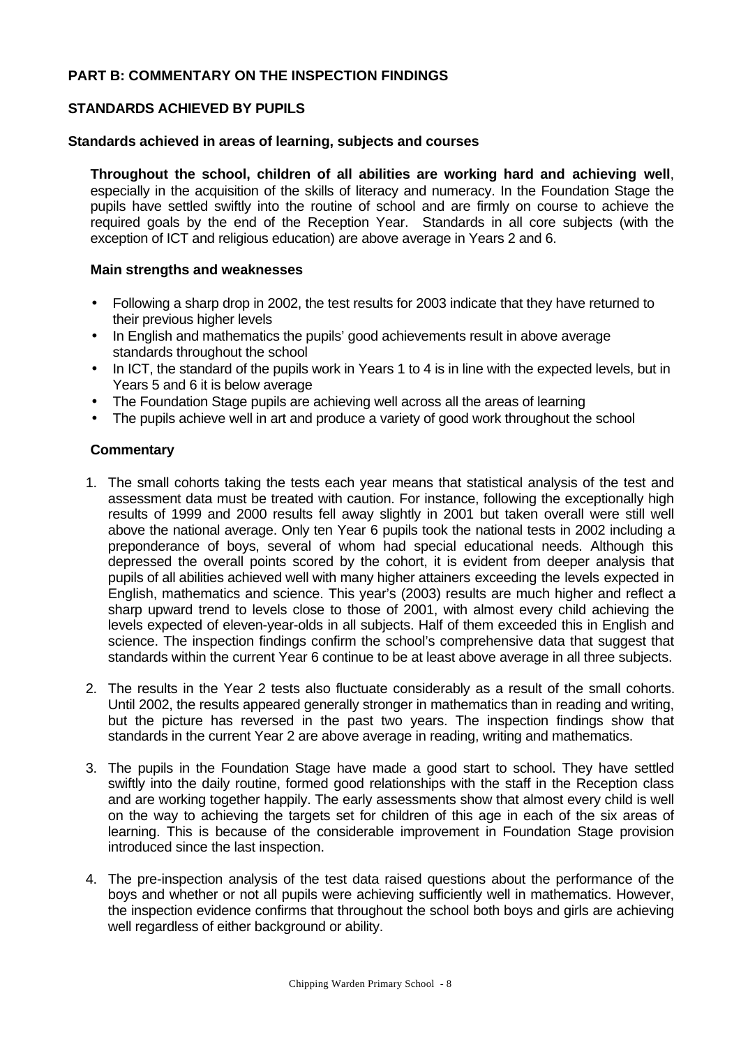## PART B: COMMENTARY ON THE INSPECTION FINDINGS

## STANDARDS ACHIEVED BY PUPILS

### Standards achieved in areas of learning, subjects and courses

**Throughout the school, children of all abilities are working hard and achieving well**, especially in the acquisition of the skills of literacy and numeracy. In the Foundation Stage the pupils have settled swiftly into the routine of school and are firmly on course to achieve the required goals by the end of the Reception Year. Standards in all core subjects (with the exception of ICT and religious education) are above average in Years 2 and 6.

#### Main strengths and weaknesses

- Following a sharp drop in 2002, the test results for 2003 indicate that they have returned to their previous higher levels
- In English and mathematics the pupils' good achievements result in above average standards throughout the school
- In ICT, the standard of the pupils work in Years 1 to 4 is in line with the expected levels, but in Years 5 and 6 it is below average
- The Foundation Stage pupils are achieving well across all the areas of learning
- The pupils achieve well in art and produce a variety of good work throughout the school

#### Commentary

1. The small cohorts taking the tests each year means that statistical analysis of the test and assessment data must be treated with caution. For instance, following the exceptionally high results of 1999 and 2000 results fell away slightly in 2001 but taken overall were still well above the national average. Only ten Year 6 pupils took the national tests in 2002 including a preponderance of boys, several of whom had special educational needs. Although this depressed the overall points scored by the cohort, it is evident from deeper analysis that pupils of all abilities achieved well with many higher attainers exceeding the levels expected in English, mathematics and science. This year's (2003) results are much higher and reflect a sharp upward trend to levels close to those of 2001, with almost every child achieving the levels expected of eleven-year-olds in all subjects. Half of them exceeded this in English and science. The inspection findings confirm the school's comprehensive data that suggest that standards within the current Year 6 continue to be at least above average in all three subjects.

2. The results in the Year 2 tests also fluctuate considerably as a result of the small cohorts. Until 2002, the results appeared generally stronger in mathematics than in reading and writing, but the picture has reversed in the past two years. The inspection findings show that standards in the current Year 2 are above average in reading, writing and mathematics.

3. The pupils in the Foundation Stage have made a good start to school. They have settled swiftly into the daily routine, formed good relationships with the staff in the Reception class and are working together happily. The early assessments show that almost every child is well on the way to achieving the targets set for children of this age in each of the six areas of learning. This is because of the considerable improvement in Foundation Stage provision introduced since the last inspection.

4. The pre-inspection analysis of the test data raised questions about the performance of the boys and whether or not all pupils were achieving sufficiently well in mathematics. However, the inspection evidence confirms that throughout the school both boys and girls are achieving well regardless of either background or ability.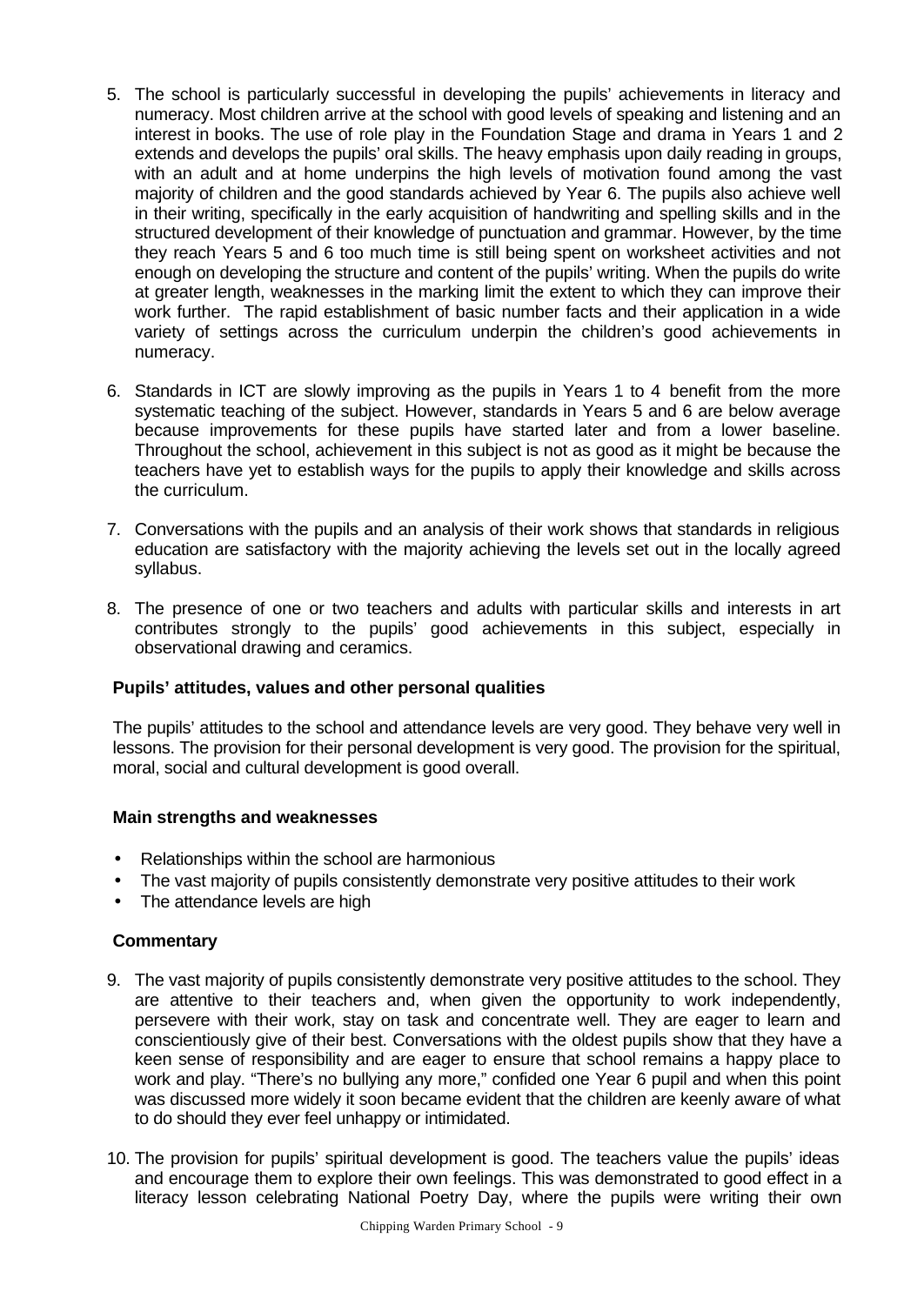5. The school is particularly successful in developing the pupils' achievements in literacy and numeracy. Most children arrive at the school with good levels of speaking and listening and an interest in books. The use of role play in the Foundation Stage and drama in Years 1 and 2 extends and develops the pupils' oral skills. The heavy emphasis upon daily reading in groups, with an adult and at home underpins the high levels of motivation found among the vast majority of children and the good standards achieved by Year 6. The pupils also achieve well in their writing, specifically in the early acquisition of handwriting and spelling skills and in the structured development of their knowledge of punctuation and grammar. However, by the time they reach Years 5 and 6 too much time is still being spent on worksheet activities and not enough on developing the structure and content of the pupils' writing. When the pupils do write at greater length, weaknesses in the marking limit the extent to which they can improve their work further. The rapid establishment of basic number facts and their application in a wide variety of settings across the curriculum underpin the children's good achievements in numeracy.

6. Standards in ICT are slowly improving as the pupils in Years 1 to 4 benefit from the more systematic teaching of the subject. However, standards in Years 5 and 6 are below average because improvements for these pupils have started later and from a lower baseline. Throughout the school, achievement in this subject is not as good as it might be because the teachers have yet to establish ways for the pupils to apply their knowledge and skills across the curriculum.

7. Conversations with the pupils and an analysis of their work shows that standards in religious education are satisfactory with the majority achieving the levels set out in the locally agreed syllabus.

8. The presence of one or two teachers and adults with particular skills and interests in art contributes strongly to the pupils' good achievements in this subject, especially in observational drawing and ceramics.

### Pupils' attitudes, values and other personal qualities

The pupils' attitudes to the school and attendance levels are very good. They behave very well in lessons. The provision for their personal development is very good. The provision for the spiritual, moral, social and cultural development is good overall.

### Main strengths and weaknesses

- Relationships within the school are harmonious
- The vast majority of pupils consistently demonstrate very positive attitudes to their work
- The attendance levels are high

### Commentary

9. The vast majority of pupils consistently demonstrate very positive attitudes to the school. They are attentive to their teachers and, when given the opportunity to work independently, persevere with their work, stay on task and concentrate well. They are eager to learn and conscientiously give of their best. Conversations with the oldest pupils show that they have a keen sense of responsibility and are eager to ensure that school remains a happy place to work and play. "There's no bullying any more," confided one Year 6 pupil and when this point was discussed more widely it soon became evident that the children are keenly aware of what to do should they ever feel unhappy or intimidated.

10. The provision for pupils' spiritual development is good. The teachers value the pupils' ideas and encourage them to explore their own feelings. This was demonstrated to good effect in a literacy lesson celebrating National Poetry Day, where the pupils were writing their own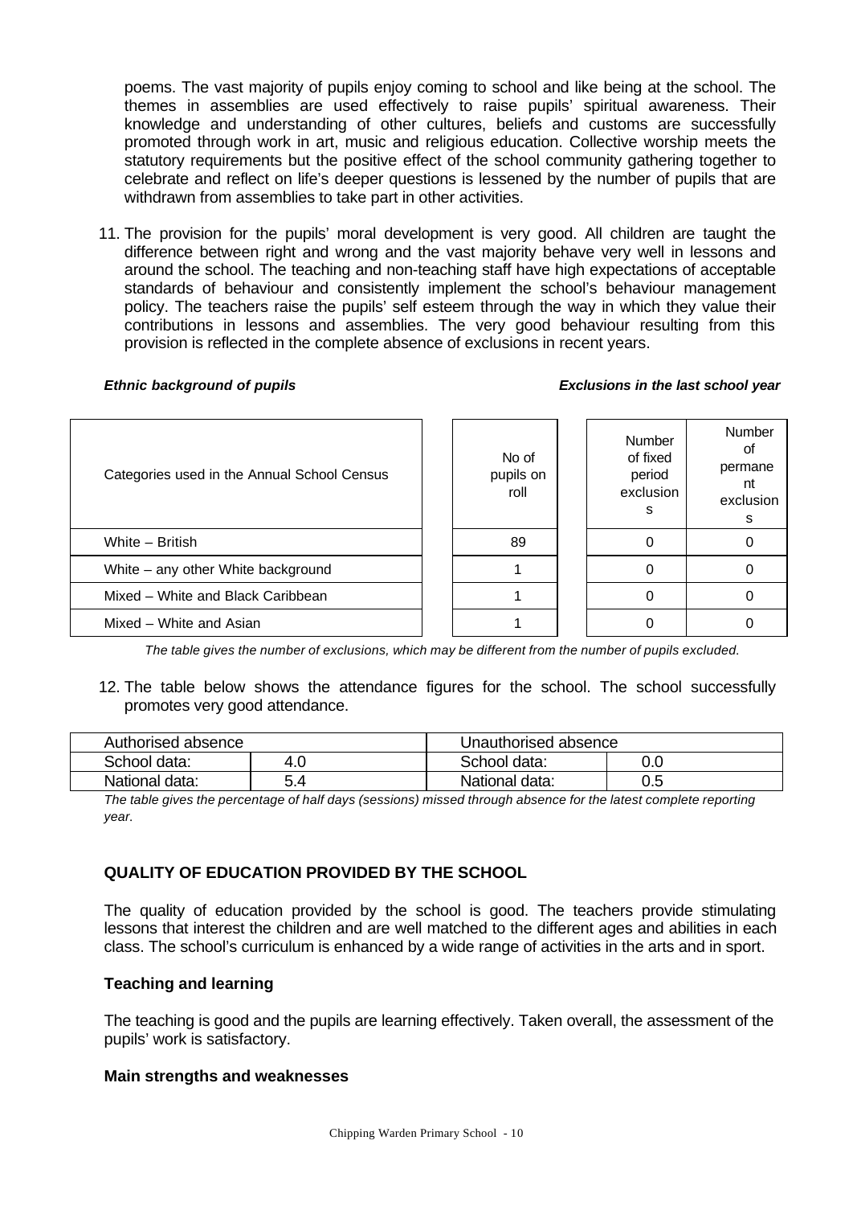poems. The vast majority of pupils enjoy coming to school and like being at the school. The themes in assemblies are used effectively to raise pupils' spiritual awareness. Their knowledge and understanding of other cultures, beliefs and customs are successfully promoted through work in art, music and religious education. Collective worship meets the statutory requirements but the positive effect of the school community gathering together to celebrate and reflect on life's deeper questions is lessened by the number of pupils that are withdrawn from assemblies to take part in other activities.

11. The provision for the pupils' moral development is very good. All children are taught the difference between right and wrong and the vast majority behave very well in lessons and around the school. The teaching and non-teaching staff have high expectations of acceptable standards of behaviour and consistently implement the school's behaviour management policy. The teachers raise the pupils' self esteem through the way in which they value their contributions in lessons and assemblies. The very good behaviour resulting from this provision is reflected in the complete absence of exclusions in recent years.

***Ethnic background of pupils*** ***Exclusions in the last school year***

| Categories used in the Annual School Census | No of pupils on roll | Number of fixed period exclusions | Number of permanent exclusions |
|---|---|---|---|
| White – British | 89 | 0 | 0 |
| White – any other White background | 1 | 0 | 0 |
| Mixed – White and Black Caribbean | 1 | 0 | 0 |
| Mixed – White and Asian | 1 | 0 | 0 |

*The table gives the number of exclusions, which may be different from the number of pupils excluded.*

12. The table below shows the attendance figures for the school. The school successfully promotes very good attendance.

| Authorised absence | | Unauthorised absence | |
|---|---|---|---|
| School data: | 4.0 | School data: | 0.0 |
| National data: | 5.4 | National data: | 0.5 |

*The table gives the percentage of half days (sessions) missed through absence for the latest complete reporting year.*

## QUALITY OF EDUCATION PROVIDED BY THE SCHOOL

The quality of education provided by the school is good. The teachers provide stimulating lessons that interest the children and are well matched to the different ages and abilities in each class. The school's curriculum is enhanced by a wide range of activities in the arts and in sport.

### Teaching and learning

The teaching is good and the pupils are learning effectively. Taken overall, the assessment of the pupils' work is satisfactory.

### Main strengths and weaknesses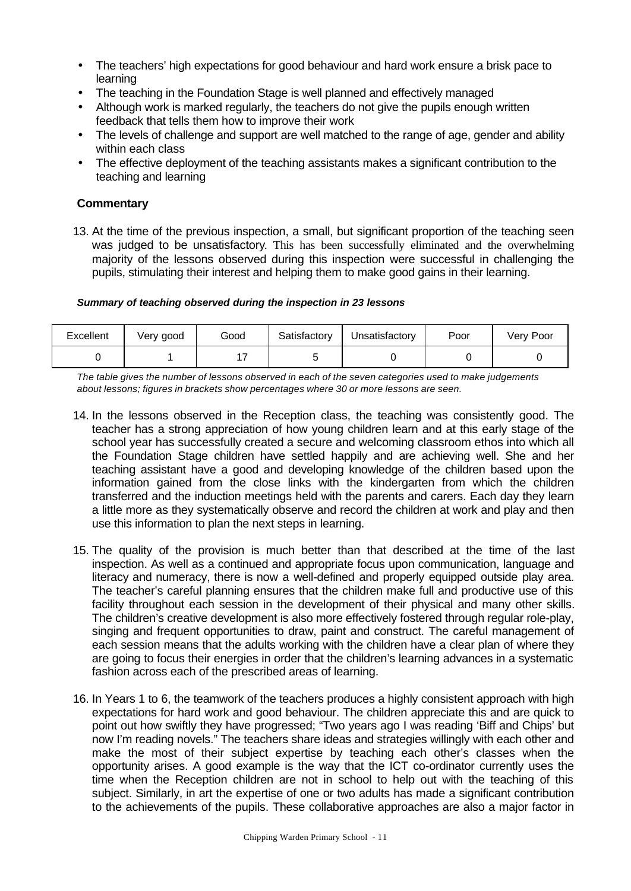- The teachers' high expectations for good behaviour and hard work ensure a brisk pace to learning
- The teaching in the Foundation Stage is well planned and effectively managed
- Although work is marked regularly, the teachers do not give the pupils enough written feedback that tells them how to improve their work
- The levels of challenge and support are well matched to the range of age, gender and ability within each class
- The effective deployment of the teaching assistants makes a significant contribution to the teaching and learning

### Commentary

13. At the time of the previous inspection, a small, but significant proportion of the teaching seen was judged to be unsatisfactory. This has been successfully eliminated and the overwhelming majority of the lessons observed during this inspection were successful in challenging the pupils, stimulating their interest and helping them to make good gains in their learning.

***Summary of teaching observed during the inspection in 23 lessons***

| Excellent | Very good | Good | Satisfactory | Unsatisfactory | Poor | Very Poor |
|---|---|---|---|---|---|---|
| 0 | 1 | 17 | 5 | 0 | 0 | 0 |

*The table gives the number of lessons observed in each of the seven categories used to make judgements about lessons; figures in brackets show percentages where 30 or more lessons are seen.*

14. In the lessons observed in the Reception class, the teaching was consistently good. The teacher has a strong appreciation of how young children learn and at this early stage of the school year has successfully created a secure and welcoming classroom ethos into which all the Foundation Stage children have settled happily and are achieving well. She and her teaching assistant have a good and developing knowledge of the children based upon the information gained from the close links with the kindergarten from which the children transferred and the induction meetings held with the parents and carers. Each day they learn a little more as they systematically observe and record the children at work and play and then use this information to plan the next steps in learning.

15. The quality of the provision is much better than that described at the time of the last inspection. As well as a continued and appropriate focus upon communication, language and literacy and numeracy, there is now a well-defined and properly equipped outside play area. The teacher's careful planning ensures that the children make full and productive use of this facility throughout each session in the development of their physical and many other skills. The children's creative development is also more effectively fostered through regular role-play, singing and frequent opportunities to draw, paint and construct. The careful management of each session means that the adults working with the children have a clear plan of where they are going to focus their energies in order that the children's learning advances in a systematic fashion across each of the prescribed areas of learning.

16. In Years 1 to 6, the teamwork of the teachers produces a highly consistent approach with high expectations for hard work and good behaviour. The children appreciate this and are quick to point out how swiftly they have progressed; "Two years ago I was reading 'Biff and Chips' but now I'm reading novels." The teachers share ideas and strategies willingly with each other and make the most of their subject expertise by teaching each other's classes when the opportunity arises. A good example is the way that the ICT co-ordinator currently uses the time when the Reception children are not in school to help out with the teaching of this subject. Similarly, in art the expertise of one or two adults has made a significant contribution to the achievements of the pupils. These collaborative approaches are also a major factor in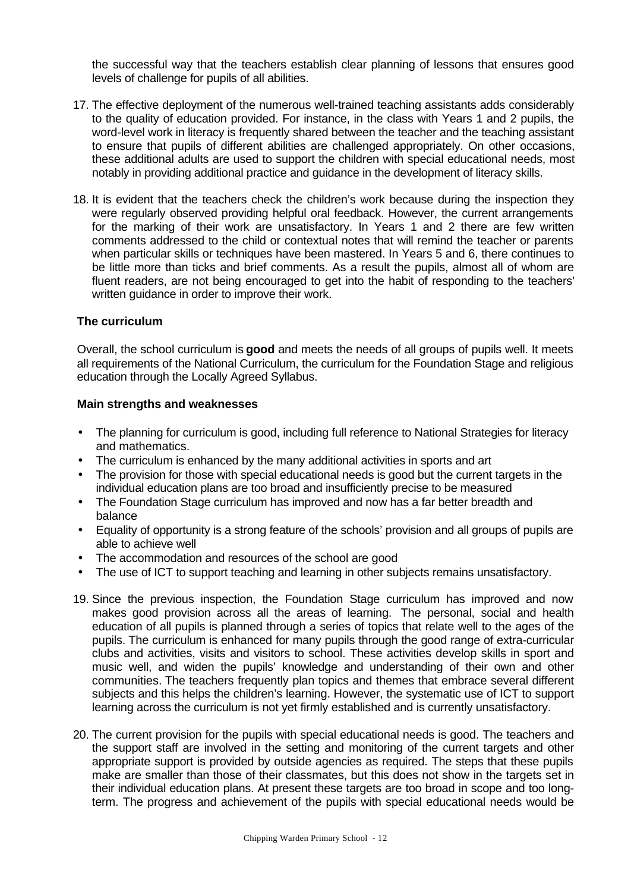the successful way that the teachers establish clear planning of lessons that ensures good levels of challenge for pupils of all abilities.

17. The effective deployment of the numerous well-trained teaching assistants adds considerably to the quality of education provided. For instance, in the class with Years 1 and 2 pupils, the word-level work in literacy is frequently shared between the teacher and the teaching assistant to ensure that pupils of different abilities are challenged appropriately. On other occasions, these additional adults are used to support the children with special educational needs, most notably in providing additional practice and guidance in the development of literacy skills.

18. It is evident that the teachers check the children's work because during the inspection they were regularly observed providing helpful oral feedback. However, the current arrangements for the marking of their work are unsatisfactory. In Years 1 and 2 there are few written comments addressed to the child or contextual notes that will remind the teacher or parents when particular skills or techniques have been mastered. In Years 5 and 6, there continues to be little more than ticks and brief comments. As a result the pupils, almost all of whom are fluent readers, are not being encouraged to get into the habit of responding to the teachers' written guidance in order to improve their work.

### The curriculum

Overall, the school curriculum is **good** and meets the needs of all groups of pupils well. It meets all requirements of the National Curriculum, the curriculum for the Foundation Stage and religious education through the Locally Agreed Syllabus.

### Main strengths and weaknesses

- The planning for curriculum is good, including full reference to National Strategies for literacy and mathematics.
- The curriculum is enhanced by the many additional activities in sports and art
- The provision for those with special educational needs is good but the current targets in the individual education plans are too broad and insufficiently precise to be measured
- The Foundation Stage curriculum has improved and now has a far better breadth and balance
- Equality of opportunity is a strong feature of the schools' provision and all groups of pupils are able to achieve well
- The accommodation and resources of the school are good
- The use of ICT to support teaching and learning in other subjects remains unsatisfactory.

19. Since the previous inspection, the Foundation Stage curriculum has improved and now makes good provision across all the areas of learning. The personal, social and health education of all pupils is planned through a series of topics that relate well to the ages of the pupils. The curriculum is enhanced for many pupils through the good range of extra-curricular clubs and activities, visits and visitors to school. These activities develop skills in sport and music well, and widen the pupils' knowledge and understanding of their own and other communities. The teachers frequently plan topics and themes that embrace several different subjects and this helps the children's learning. However, the systematic use of ICT to support learning across the curriculum is not yet firmly established and is currently unsatisfactory.

20. The current provision for the pupils with special educational needs is good. The teachers and the support staff are involved in the setting and monitoring of the current targets and other appropriate support is provided by outside agencies as required. The steps that these pupils make are smaller than those of their classmates, but this does not show in the targets set in their individual education plans. At present these targets are too broad in scope and too long-term. The progress and achievement of the pupils with special educational needs would be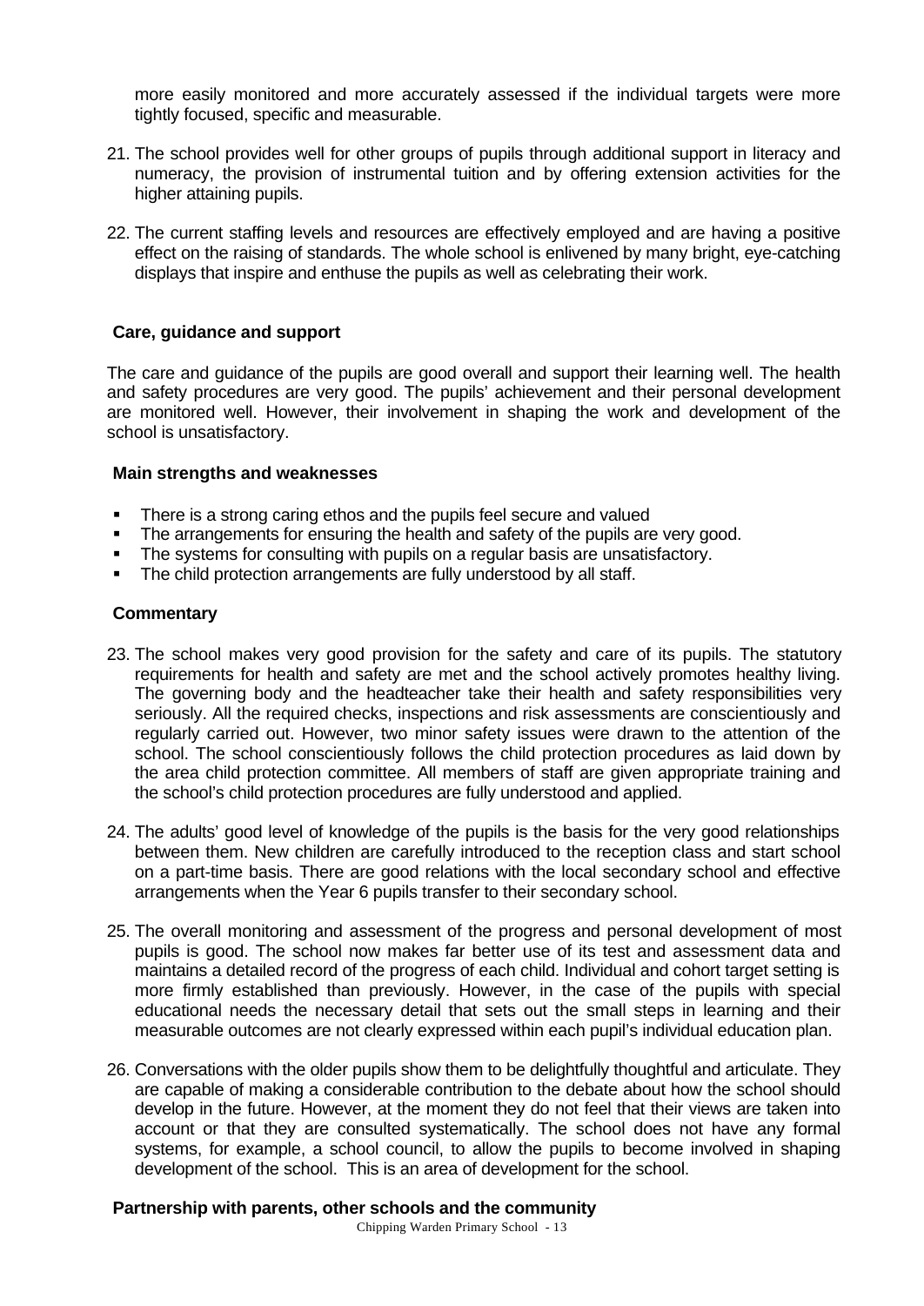more easily monitored and more accurately assessed if the individual targets were more tightly focused, specific and measurable.

21. The school provides well for other groups of pupils through additional support in literacy and numeracy, the provision of instrumental tuition and by offering extension activities for the higher attaining pupils.

22. The current staffing levels and resources are effectively employed and are having a positive effect on the raising of standards. The whole school is enlivened by many bright, eye-catching displays that inspire and enthuse the pupils as well as celebrating their work.

### Care, guidance and support

The care and guidance of the pupils are good overall and support their learning well. The health and safety procedures are very good. The pupils' achievement and their personal development are monitored well. However, their involvement in shaping the work and development of the school is unsatisfactory.

#### Main strengths and weaknesses

- There is a strong caring ethos and the pupils feel secure and valued
- The arrangements for ensuring the health and safety of the pupils are very good.
- The systems for consulting with pupils on a regular basis are unsatisfactory.
- The child protection arrangements are fully understood by all staff.

#### Commentary

23. The school makes very good provision for the safety and care of its pupils. The statutory requirements for health and safety are met and the school actively promotes healthy living. The governing body and the headteacher take their health and safety responsibilities very seriously. All the required checks, inspections and risk assessments are conscientiously and regularly carried out. However, two minor safety issues were drawn to the attention of the school. The school conscientiously follows the child protection procedures as laid down by the area child protection committee. All members of staff are given appropriate training and the school's child protection procedures are fully understood and applied.

24. The adults' good level of knowledge of the pupils is the basis for the very good relationships between them. New children are carefully introduced to the reception class and start school on a part-time basis. There are good relations with the local secondary school and effective arrangements when the Year 6 pupils transfer to their secondary school.

25. The overall monitoring and assessment of the progress and personal development of most pupils is good. The school now makes far better use of its test and assessment data and maintains a detailed record of the progress of each child. Individual and cohort target setting is more firmly established than previously. However, in the case of the pupils with special educational needs the necessary detail that sets out the small steps in learning and their measurable outcomes are not clearly expressed within each pupil's individual education plan.

26. Conversations with the older pupils show them to be delightfully thoughtful and articulate. They are capable of making a considerable contribution to the debate about how the school should develop in the future. However, at the moment they do not feel that their views are taken into account or that they are consulted systematically. The school does not have any formal systems, for example, a school council, to allow the pupils to become involved in shaping development of the school. This is an area of development for the school.

### Partnership with parents, other schools and the community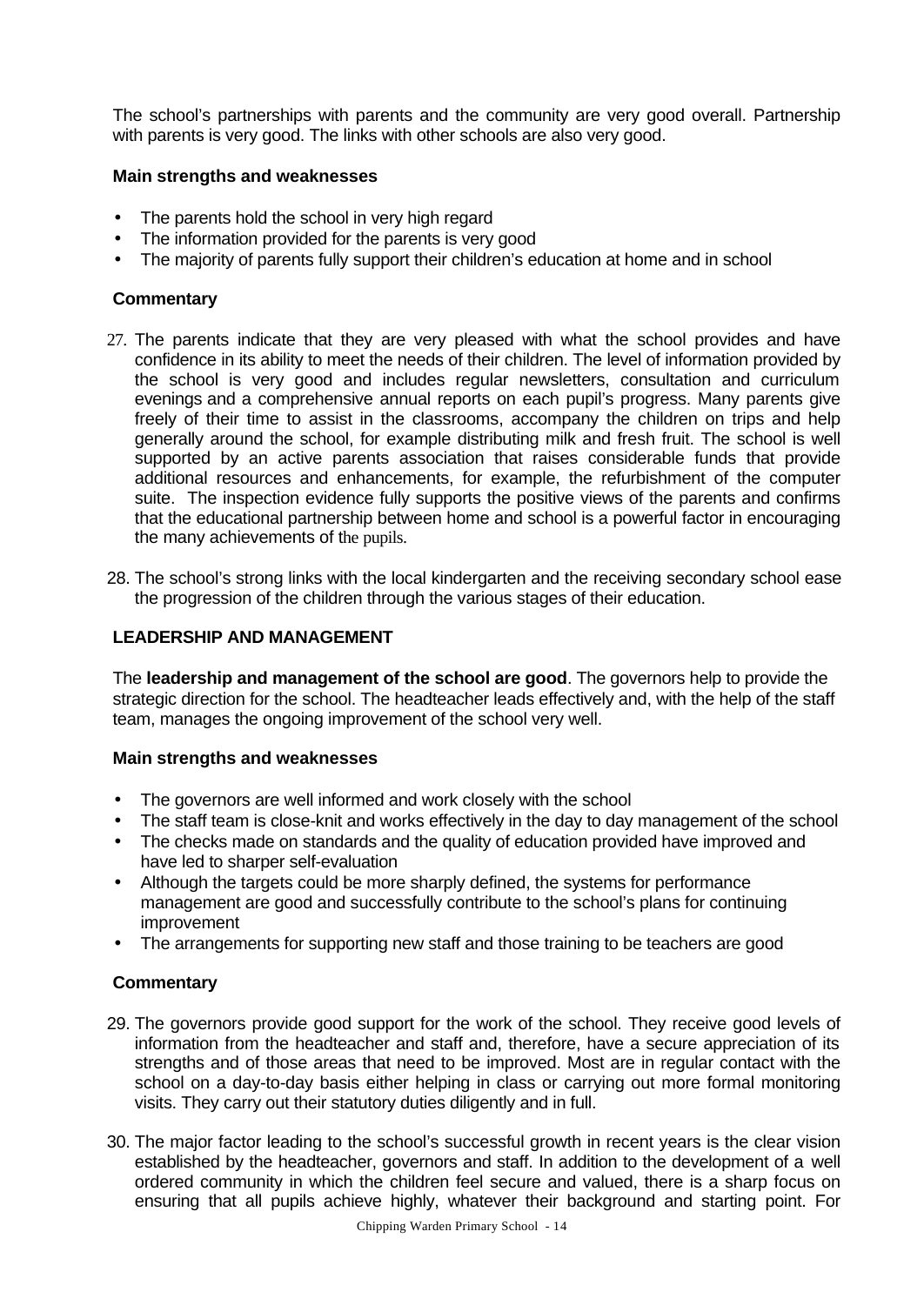The school's partnerships with parents and the community are very good overall. Partnership with parents is very good. The links with other schools are also very good.

#### Main strengths and weaknesses

- The parents hold the school in very high regard
- The information provided for the parents is very good
- The majority of parents fully support their children's education at home and in school

#### Commentary

27. The parents indicate that they are very pleased with what the school provides and have confidence in its ability to meet the needs of their children. The level of information provided by the school is very good and includes regular newsletters, consultation and curriculum evenings and a comprehensive annual reports on each pupil's progress. Many parents give freely of their time to assist in the classrooms, accompany the children on trips and help generally around the school, for example distributing milk and fresh fruit. The school is well supported by an active parents association that raises considerable funds that provide additional resources and enhancements, for example, the refurbishment of the computer suite. The inspection evidence fully supports the positive views of the parents and confirms that the educational partnership between home and school is a powerful factor in encouraging the many achievements of the pupils.

28. The school's strong links with the local kindergarten and the receiving secondary school ease the progression of the children through the various stages of their education.

### LEADERSHIP AND MANAGEMENT

The **leadership and management of the school are good**. The governors help to provide the strategic direction for the school. The headteacher leads effectively and, with the help of the staff team, manages the ongoing improvement of the school very well.

#### Main strengths and weaknesses

- The governors are well informed and work closely with the school
- The staff team is close-knit and works effectively in the day to day management of the school
- The checks made on standards and the quality of education provided have improved and have led to sharper self-evaluation
- Although the targets could be more sharply defined, the systems for performance management are good and successfully contribute to the school's plans for continuing improvement
- The arrangements for supporting new staff and those training to be teachers are good

#### Commentary

29. The governors provide good support for the work of the school. They receive good levels of information from the headteacher and staff and, therefore, have a secure appreciation of its strengths and of those areas that need to be improved. Most are in regular contact with the school on a day-to-day basis either helping in class or carrying out more formal monitoring visits. They carry out their statutory duties diligently and in full.

30. The major factor leading to the school's successful growth in recent years is the clear vision established by the headteacher, governors and staff. In addition to the development of a well ordered community in which the children feel secure and valued, there is a sharp focus on ensuring that all pupils achieve highly, whatever their background and starting point. For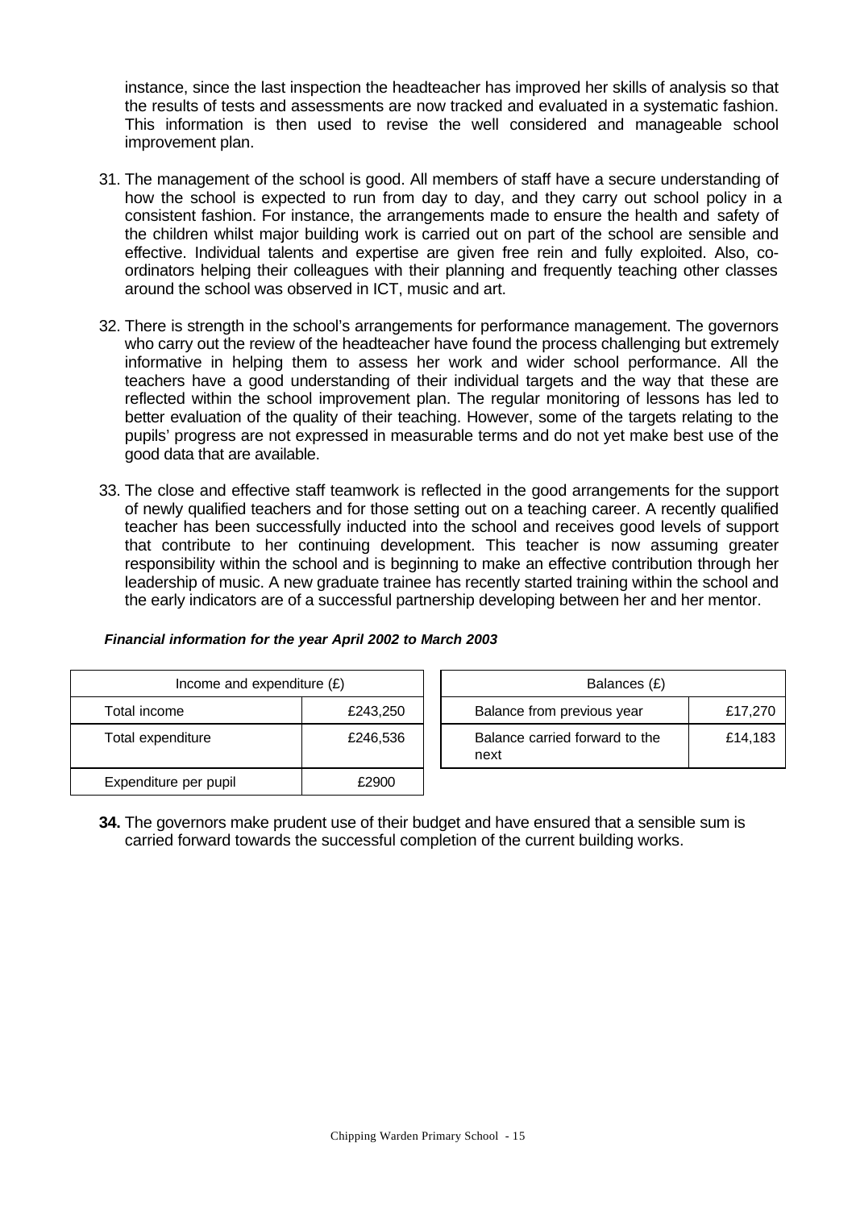instance, since the last inspection the headteacher has improved her skills of analysis so that the results of tests and assessments are now tracked and evaluated in a systematic fashion. This information is then used to revise the well considered and manageable school improvement plan.

31. The management of the school is good. All members of staff have a secure understanding of how the school is expected to run from day to day, and they carry out school policy in a consistent fashion. For instance, the arrangements made to ensure the health and safety of the children whilst major building work is carried out on part of the school are sensible and effective. Individual talents and expertise are given free rein and fully exploited. Also, co-ordinators helping their colleagues with their planning and frequently teaching other classes around the school was observed in ICT, music and art.

32. There is strength in the school's arrangements for performance management. The governors who carry out the review of the headteacher have found the process challenging but extremely informative in helping them to assess her work and wider school performance. All the teachers have a good understanding of their individual targets and the way that these are reflected within the school improvement plan. The regular monitoring of lessons has led to better evaluation of the quality of their teaching. However, some of the targets relating to the pupils' progress are not expressed in measurable terms and do not yet make best use of the good data that are available.

33. The close and effective staff teamwork is reflected in the good arrangements for the support of newly qualified teachers and for those setting out on a teaching career. A recently qualified teacher has been successfully inducted into the school and receives good levels of support that contribute to her continuing development. This teacher is now assuming greater responsibility within the school and is beginning to make an effective contribution through her leadership of music. A new graduate trainee has recently started training within the school and the early indicators are of a successful partnership developing between her and her mentor.

***Financial information for the year April 2002 to March 2003***

| Income and expenditure (£) | |
|---|---|
| Total income | £243,250 |
| Total expenditure | £246,536 |
| Expenditure per pupil | £2900 |

| Balances (£) | |
|---|---|
| Balance from previous year | £17,270 |
| Balance carried forward to the next | £14,183 |

**34.** The governors make prudent use of their budget and have ensured that a sensible sum is carried forward towards the successful completion of the current building works.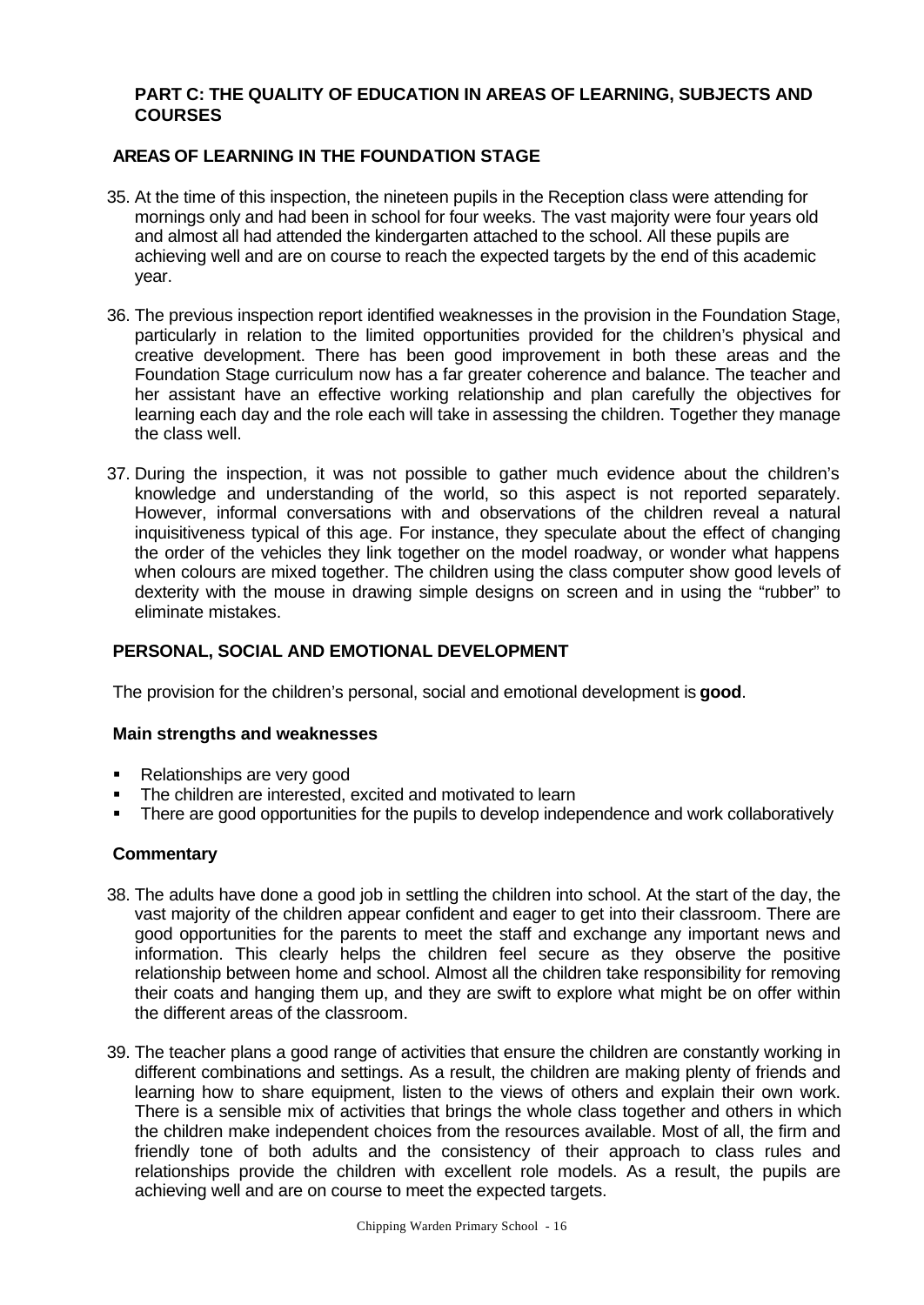## PART C: THE QUALITY OF EDUCATION IN AREAS OF LEARNING, SUBJECTS AND COURSES

### AREAS OF LEARNING IN THE FOUNDATION STAGE

35. At the time of this inspection, the nineteen pupils in the Reception class were attending for mornings only and had been in school for four weeks. The vast majority were four years old and almost all had attended the kindergarten attached to the school. All these pupils are achieving well and are on course to reach the expected targets by the end of this academic year.

36. The previous inspection report identified weaknesses in the provision in the Foundation Stage, particularly in relation to the limited opportunities provided for the children's physical and creative development. There has been good improvement in both these areas and the Foundation Stage curriculum now has a far greater coherence and balance. The teacher and her assistant have an effective working relationship and plan carefully the objectives for learning each day and the role each will take in assessing the children. Together they manage the class well.

37. During the inspection, it was not possible to gather much evidence about the children's knowledge and understanding of the world, so this aspect is not reported separately. However, informal conversations with and observations of the children reveal a natural inquisitiveness typical of this age. For instance, they speculate about the effect of changing the order of the vehicles they link together on the model roadway, or wonder what happens when colours are mixed together. The children using the class computer show good levels of dexterity with the mouse in drawing simple designs on screen and in using the "rubber" to eliminate mistakes.

### PERSONAL, SOCIAL AND EMOTIONAL DEVELOPMENT

The provision for the children's personal, social and emotional development is **good**.

#### Main strengths and weaknesses

- Relationships are very good
- The children are interested, excited and motivated to learn
- There are good opportunities for the pupils to develop independence and work collaboratively

#### Commentary

38. The adults have done a good job in settling the children into school. At the start of the day, the vast majority of the children appear confident and eager to get into their classroom. There are good opportunities for the parents to meet the staff and exchange any important news and information. This clearly helps the children feel secure as they observe the positive relationship between home and school. Almost all the children take responsibility for removing their coats and hanging them up, and they are swift to explore what might be on offer within the different areas of the classroom.

39. The teacher plans a good range of activities that ensure the children are constantly working in different combinations and settings. As a result, the children are making plenty of friends and learning how to share equipment, listen to the views of others and explain their own work. There is a sensible mix of activities that brings the whole class together and others in which the children make independent choices from the resources available. Most of all, the firm and friendly tone of both adults and the consistency of their approach to class rules and relationships provide the children with excellent role models. As a result, the pupils are achieving well and are on course to meet the expected targets.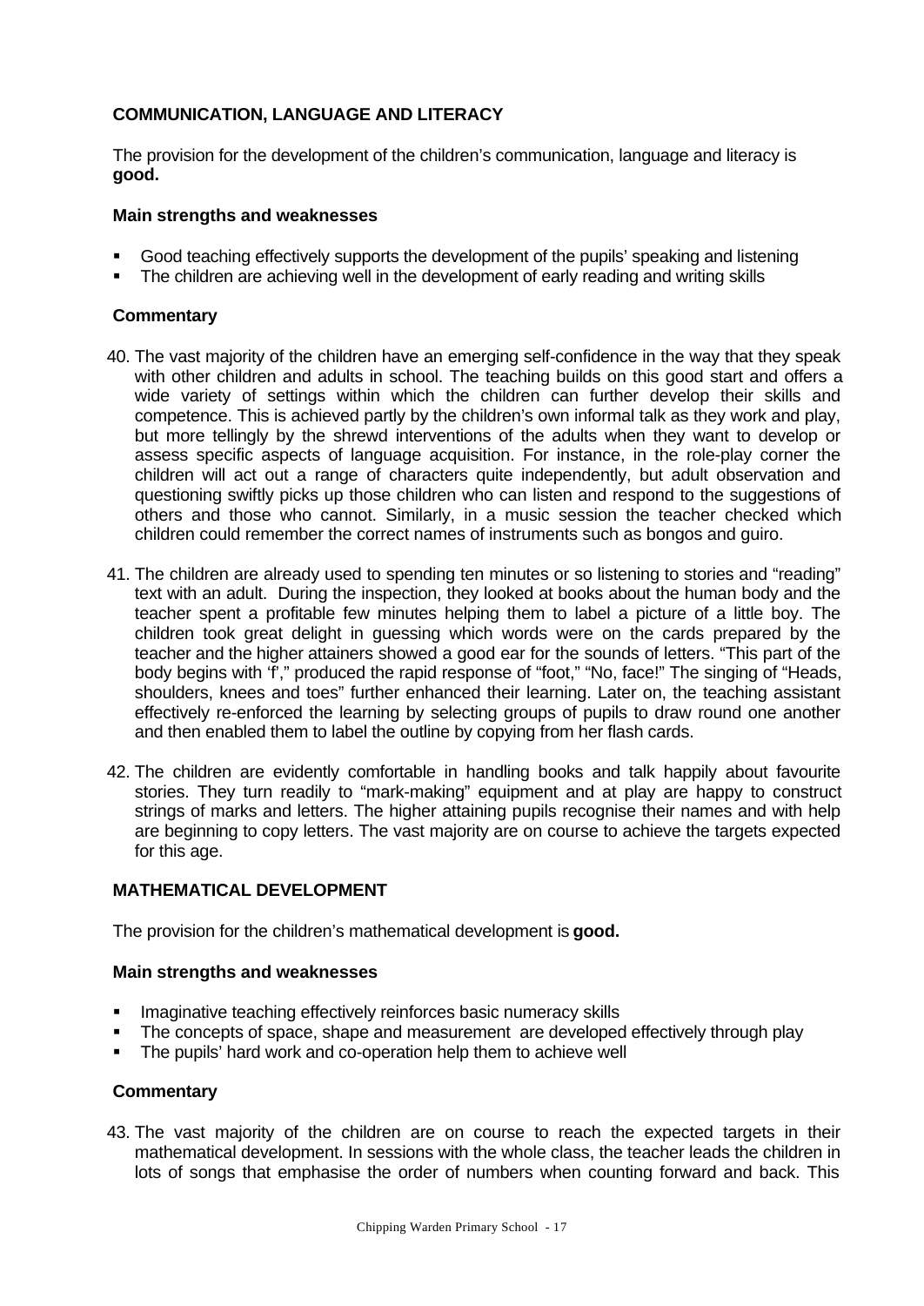### COMMUNICATION, LANGUAGE AND LITERACY

The provision for the development of the children's communication, language and literacy is **good.**

#### Main strengths and weaknesses

- Good teaching effectively supports the development of the pupils' speaking and listening
- The children are achieving well in the development of early reading and writing skills

#### Commentary

40. The vast majority of the children have an emerging self-confidence in the way that they speak with other children and adults in school. The teaching builds on this good start and offers a wide variety of settings within which the children can further develop their skills and competence. This is achieved partly by the children's own informal talk as they work and play, but more tellingly by the shrewd interventions of the adults when they want to develop or assess specific aspects of language acquisition. For instance, in the role-play corner the children will act out a range of characters quite independently, but adult observation and questioning swiftly picks up those children who can listen and respond to the suggestions of others and those who cannot. Similarly, in a music session the teacher checked which children could remember the correct names of instruments such as bongos and guiro.

41. The children are already used to spending ten minutes or so listening to stories and "reading" text with an adult. During the inspection, they looked at books about the human body and the teacher spent a profitable few minutes helping them to label a picture of a little boy. The children took great delight in guessing which words were on the cards prepared by the teacher and the higher attainers showed a good ear for the sounds of letters. "This part of the body begins with 'f'," produced the rapid response of "foot," "No, face!" The singing of "Heads, shoulders, knees and toes" further enhanced their learning. Later on, the teaching assistant effectively re-enforced the learning by selecting groups of pupils to draw round one another and then enabled them to label the outline by copying from her flash cards.

42. The children are evidently comfortable in handling books and talk happily about favourite stories. They turn readily to "mark-making" equipment and at play are happy to construct strings of marks and letters. The higher attaining pupils recognise their names and with help are beginning to copy letters. The vast majority are on course to achieve the targets expected for this age.

### MATHEMATICAL DEVELOPMENT

The provision for the children's mathematical development is **good.**

#### Main strengths and weaknesses

- Imaginative teaching effectively reinforces basic numeracy skills
- The concepts of space, shape and measurement are developed effectively through play
- The pupils' hard work and co-operation help them to achieve well

#### Commentary

43. The vast majority of the children are on course to reach the expected targets in their mathematical development. In sessions with the whole class, the teacher leads the children in lots of songs that emphasise the order of numbers when counting forward and back. This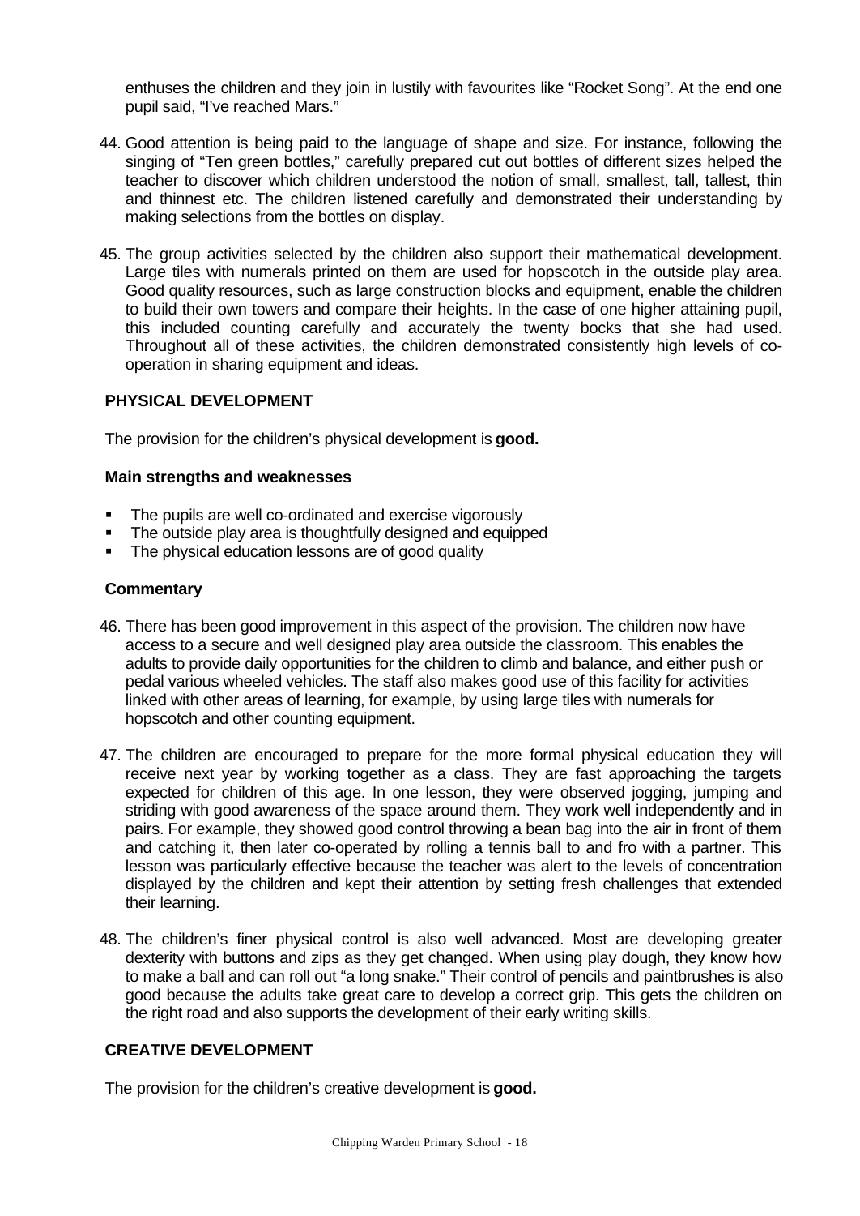enthuses the children and they join in lustily with favourites like "Rocket Song". At the end one pupil said, "I've reached Mars."

44. Good attention is being paid to the language of shape and size. For instance, following the singing of "Ten green bottles," carefully prepared cut out bottles of different sizes helped the teacher to discover which children understood the notion of small, smallest, tall, tallest, thin and thinnest etc. The children listened carefully and demonstrated their understanding by making selections from the bottles on display.

45. The group activities selected by the children also support their mathematical development. Large tiles with numerals printed on them are used for hopscotch in the outside play area. Good quality resources, such as large construction blocks and equipment, enable the children to build their own towers and compare their heights. In the case of one higher attaining pupil, this included counting carefully and accurately the twenty bocks that she had used. Throughout all of these activities, the children demonstrated consistently high levels of co-operation in sharing equipment and ideas.

### PHYSICAL DEVELOPMENT

The provision for the children's physical development is **good.**

#### Main strengths and weaknesses

- The pupils are well co-ordinated and exercise vigorously
- The outside play area is thoughtfully designed and equipped
- The physical education lessons are of good quality

#### Commentary

46. There has been good improvement in this aspect of the provision. The children now have access to a secure and well designed play area outside the classroom. This enables the adults to provide daily opportunities for the children to climb and balance, and either push or pedal various wheeled vehicles. The staff also makes good use of this facility for activities linked with other areas of learning, for example, by using large tiles with numerals for hopscotch and other counting equipment.

47. The children are encouraged to prepare for the more formal physical education they will receive next year by working together as a class. They are fast approaching the targets expected for children of this age. In one lesson, they were observed jogging, jumping and striding with good awareness of the space around them. They work well independently and in pairs. For example, they showed good control throwing a bean bag into the air in front of them and catching it, then later co-operated by rolling a tennis ball to and fro with a partner. This lesson was particularly effective because the teacher was alert to the levels of concentration displayed by the children and kept their attention by setting fresh challenges that extended their learning.

48. The children's finer physical control is also well advanced. Most are developing greater dexterity with buttons and zips as they get changed. When using play dough, they know how to make a ball and can roll out "a long snake." Their control of pencils and paintbrushes is also good because the adults take great care to develop a correct grip. This gets the children on the right road and also supports the development of their early writing skills.

### CREATIVE DEVELOPMENT

The provision for the children's creative development is **good.**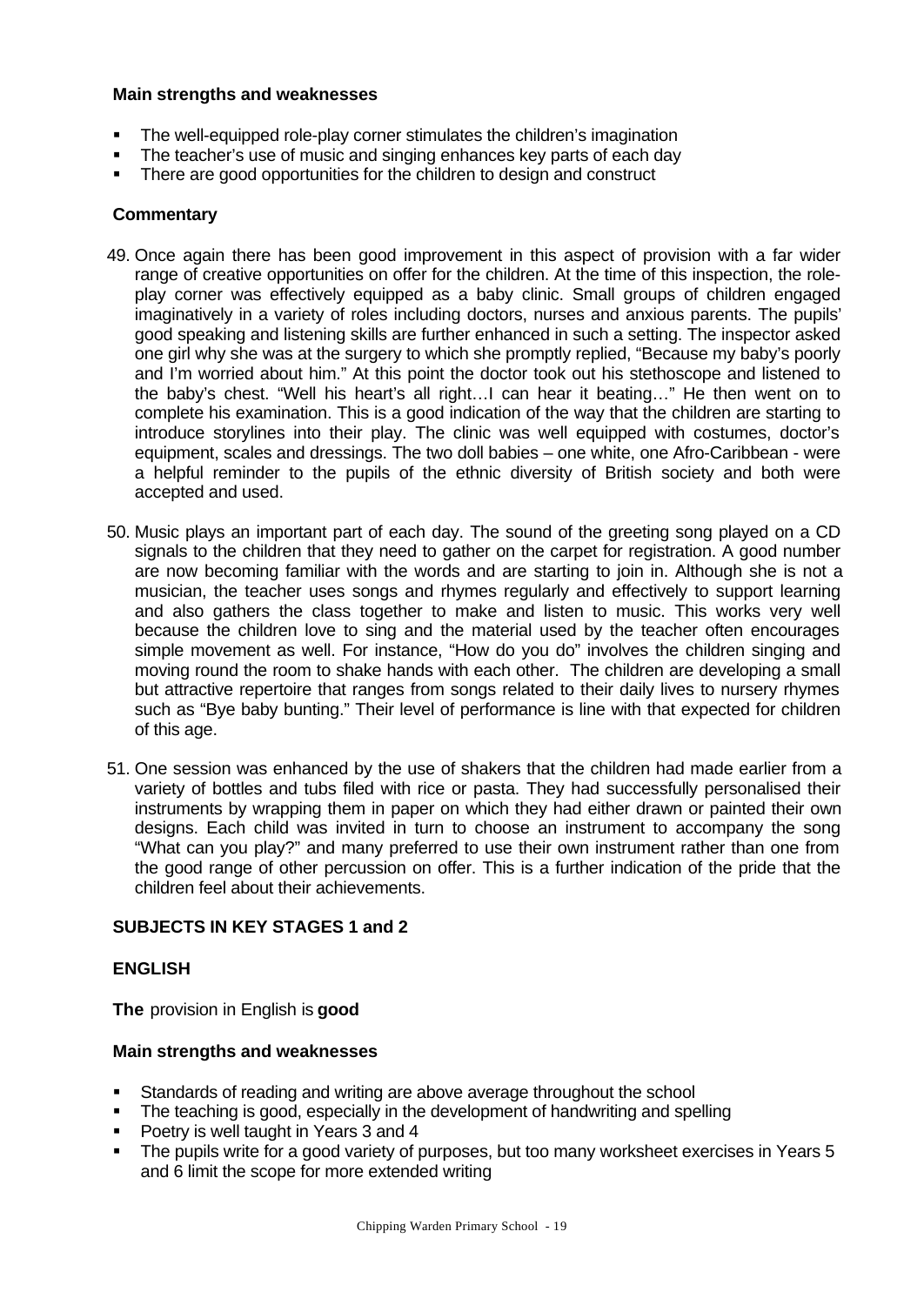**Main strengths and weaknesses**

- The well-equipped role-play corner stimulates the children's imagination
- The teacher's use of music and singing enhances key parts of each day
- There are good opportunities for the children to design and construct

**Commentary**

49. Once again there has been good improvement in this aspect of provision with a far wider range of creative opportunities on offer for the children. At the time of this inspection, the role-play corner was effectively equipped as a baby clinic. Small groups of children engaged imaginatively in a variety of roles including doctors, nurses and anxious parents. The pupils' good speaking and listening skills are further enhanced in such a setting. The inspector asked one girl why she was at the surgery to which she promptly replied, "Because my baby's poorly and I'm worried about him." At this point the doctor took out his stethoscope and listened to the baby's chest. "Well his heart's all right…I can hear it beating…" He then went on to complete his examination. This is a good indication of the way that the children are starting to introduce storylines into their play. The clinic was well equipped with costumes, doctor's equipment, scales and dressings. The two doll babies – one white, one Afro-Caribbean - were a helpful reminder to the pupils of the ethnic diversity of British society and both were accepted and used.

50. Music plays an important part of each day. The sound of the greeting song played on a CD signals to the children that they need to gather on the carpet for registration. A good number are now becoming familiar with the words and are starting to join in. Although she is not a musician, the teacher uses songs and rhymes regularly and effectively to support learning and also gathers the class together to make and listen to music. This works very well because the children love to sing and the material used by the teacher often encourages simple movement as well. For instance, "How do you do" involves the children singing and moving round the room to shake hands with each other. The children are developing a small but attractive repertoire that ranges from songs related to their daily lives to nursery rhymes such as "Bye baby bunting." Their level of performance is line with that expected for children of this age.

51. One session was enhanced by the use of shakers that the children had made earlier from a variety of bottles and tubs filed with rice or pasta. They had successfully personalised their instruments by wrapping them in paper on which they had either drawn or painted their own designs. Each child was invited in turn to choose an instrument to accompany the song "What can you play?" and many preferred to use their own instrument rather than one from the good range of other percussion on offer. This is a further indication of the pride that the children feel about their achievements.

**SUBJECTS IN KEY STAGES 1 and 2**

**ENGLISH**

**The** provision in English is **good**

**Main strengths and weaknesses**

- Standards of reading and writing are above average throughout the school
- The teaching is good, especially in the development of handwriting and spelling
- Poetry is well taught in Years 3 and 4
- The pupils write for a good variety of purposes, but too many worksheet exercises in Years 5 and 6 limit the scope for more extended writing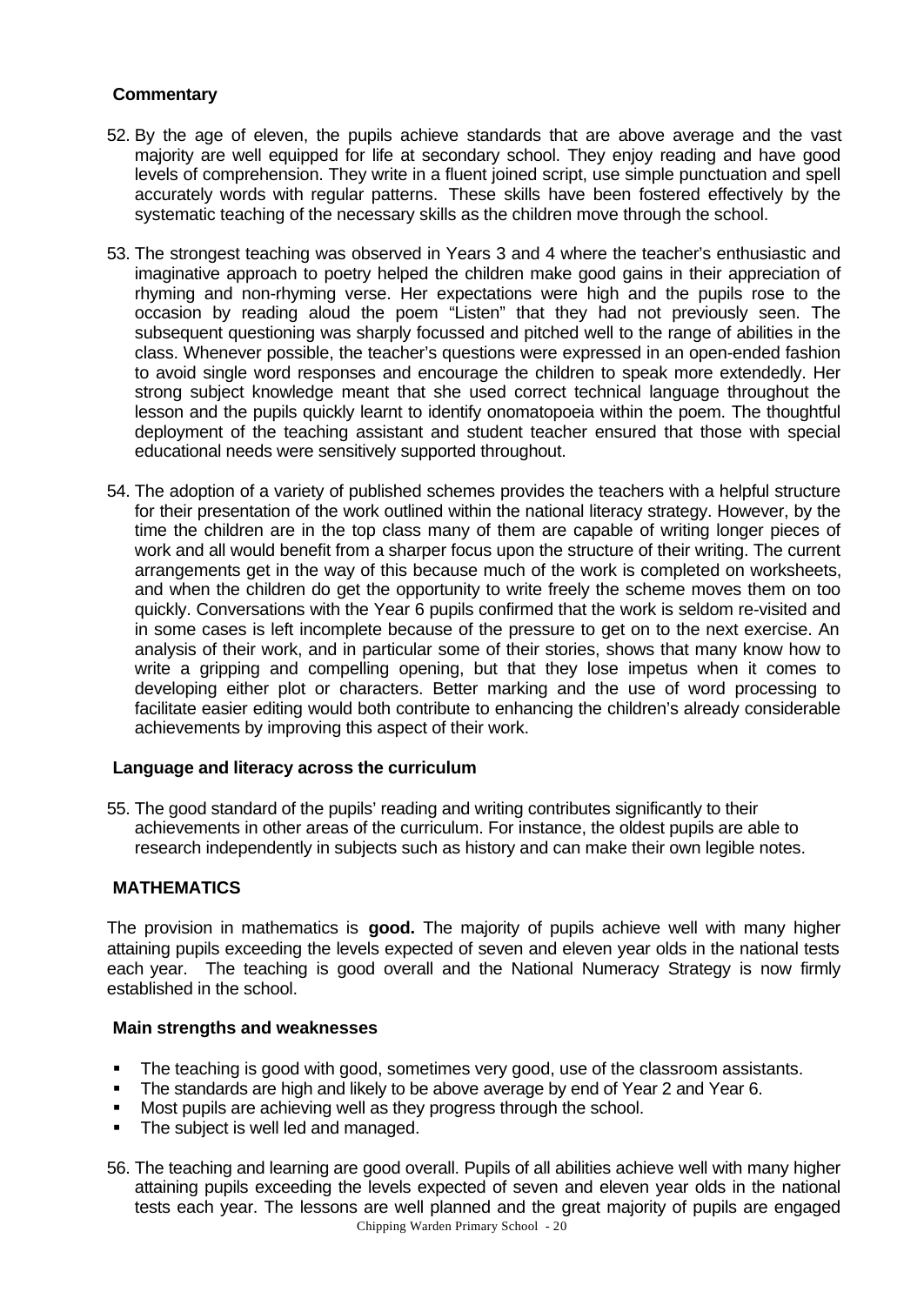### Commentary

52. By the age of eleven, the pupils achieve standards that are above average and the vast majority are well equipped for life at secondary school. They enjoy reading and have good levels of comprehension. They write in a fluent joined script, use simple punctuation and spell accurately words with regular patterns. These skills have been fostered effectively by the systematic teaching of the necessary skills as the children move through the school.

53. The strongest teaching was observed in Years 3 and 4 where the teacher's enthusiastic and imaginative approach to poetry helped the children make good gains in their appreciation of rhyming and non-rhyming verse. Her expectations were high and the pupils rose to the occasion by reading aloud the poem "Listen" that they had not previously seen. The subsequent questioning was sharply focussed and pitched well to the range of abilities in the class. Whenever possible, the teacher's questions were expressed in an open-ended fashion to avoid single word responses and encourage the children to speak more extendedly. Her strong subject knowledge meant that she used correct technical language throughout the lesson and the pupils quickly learnt to identify onomatopoeia within the poem. The thoughtful deployment of the teaching assistant and student teacher ensured that those with special educational needs were sensitively supported throughout.

54. The adoption of a variety of published schemes provides the teachers with a helpful structure for their presentation of the work outlined within the national literacy strategy. However, by the time the children are in the top class many of them are capable of writing longer pieces of work and all would benefit from a sharper focus upon the structure of their writing. The current arrangements get in the way of this because much of the work is completed on worksheets, and when the children do get the opportunity to write freely the scheme moves them on too quickly. Conversations with the Year 6 pupils confirmed that the work is seldom re-visited and in some cases is left incomplete because of the pressure to get on to the next exercise. An analysis of their work, and in particular some of their stories, shows that many know how to write a gripping and compelling opening, but that they lose impetus when it comes to developing either plot or characters. Better marking and the use of word processing to facilitate easier editing would both contribute to enhancing the children's already considerable achievements by improving this aspect of their work.

### Language and literacy across the curriculum

55. The good standard of the pupils' reading and writing contributes significantly to their achievements in other areas of the curriculum. For instance, the oldest pupils are able to research independently in subjects such as history and can make their own legible notes.

## MATHEMATICS

The provision in mathematics is **good.** The majority of pupils achieve well with many higher attaining pupils exceeding the levels expected of seven and eleven year olds in the national tests each year. The teaching is good overall and the National Numeracy Strategy is now firmly established in the school.

### Main strengths and weaknesses

- The teaching is good with good, sometimes very good, use of the classroom assistants.
- The standards are high and likely to be above average by end of Year 2 and Year 6.
- Most pupils are achieving well as they progress through the school.
- The subject is well led and managed.

56. The teaching and learning are good overall. Pupils of all abilities achieve well with many higher attaining pupils exceeding the levels expected of seven and eleven year olds in the national tests each year. The lessons are well planned and the great majority of pupils are engaged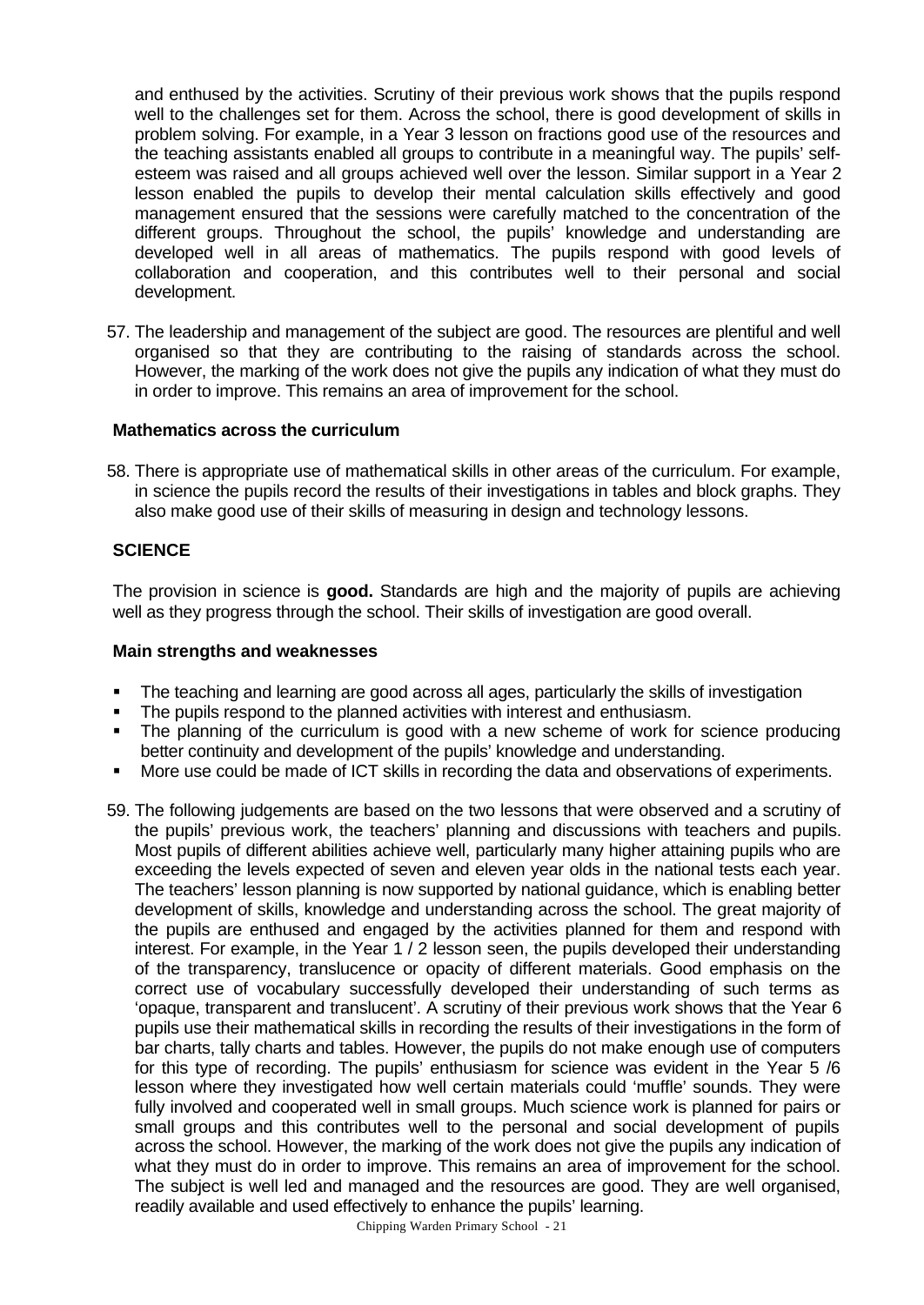and enthused by the activities. Scrutiny of their previous work shows that the pupils respond well to the challenges set for them. Across the school, there is good development of skills in problem solving. For example, in a Year 3 lesson on fractions good use of the resources and the teaching assistants enabled all groups to contribute in a meaningful way. The pupils' self-esteem was raised and all groups achieved well over the lesson. Similar support in a Year 2 lesson enabled the pupils to develop their mental calculation skills effectively and good management ensured that the sessions were carefully matched to the concentration of the different groups. Throughout the school, the pupils' knowledge and understanding are developed well in all areas of mathematics. The pupils respond with good levels of collaboration and cooperation, and this contributes well to their personal and social development.

57. The leadership and management of the subject are good. The resources are plentiful and well organised so that they are contributing to the raising of standards across the school. However, the marking of the work does not give the pupils any indication of what they must do in order to improve. This remains an area of improvement for the school.

**Mathematics across the curriculum**

58. There is appropriate use of mathematical skills in other areas of the curriculum. For example, in science the pupils record the results of their investigations in tables and block graphs. They also make good use of their skills of measuring in design and technology lessons.

**SCIENCE**

The provision in science is **good.** Standards are high and the majority of pupils are achieving well as they progress through the school. Their skills of investigation are good overall.

**Main strengths and weaknesses**

- The teaching and learning are good across all ages, particularly the skills of investigation
- The pupils respond to the planned activities with interest and enthusiasm.
- The planning of the curriculum is good with a new scheme of work for science producing better continuity and development of the pupils' knowledge and understanding.
- More use could be made of ICT skills in recording the data and observations of experiments.

59. The following judgements are based on the two lessons that were observed and a scrutiny of the pupils' previous work, the teachers' planning and discussions with teachers and pupils. Most pupils of different abilities achieve well, particularly many higher attaining pupils who are exceeding the levels expected of seven and eleven year olds in the national tests each year. The teachers' lesson planning is now supported by national guidance, which is enabling better development of skills, knowledge and understanding across the school. The great majority of the pupils are enthused and engaged by the activities planned for them and respond with interest. For example, in the Year 1 / 2 lesson seen, the pupils developed their understanding of the transparency, translucence or opacity of different materials. Good emphasis on the correct use of vocabulary successfully developed their understanding of such terms as 'opaque, transparent and translucent'. A scrutiny of their previous work shows that the Year 6 pupils use their mathematical skills in recording the results of their investigations in the form of bar charts, tally charts and tables. However, the pupils do not make enough use of computers for this type of recording. The pupils' enthusiasm for science was evident in the Year 5 /6 lesson where they investigated how well certain materials could 'muffle' sounds. They were fully involved and cooperated well in small groups. Much science work is planned for pairs or small groups and this contributes well to the personal and social development of pupils across the school. However, the marking of the work does not give the pupils any indication of what they must do in order to improve. This remains an area of improvement for the school. The subject is well led and managed and the resources are good. They are well organised, readily available and used effectively to enhance the pupils' learning.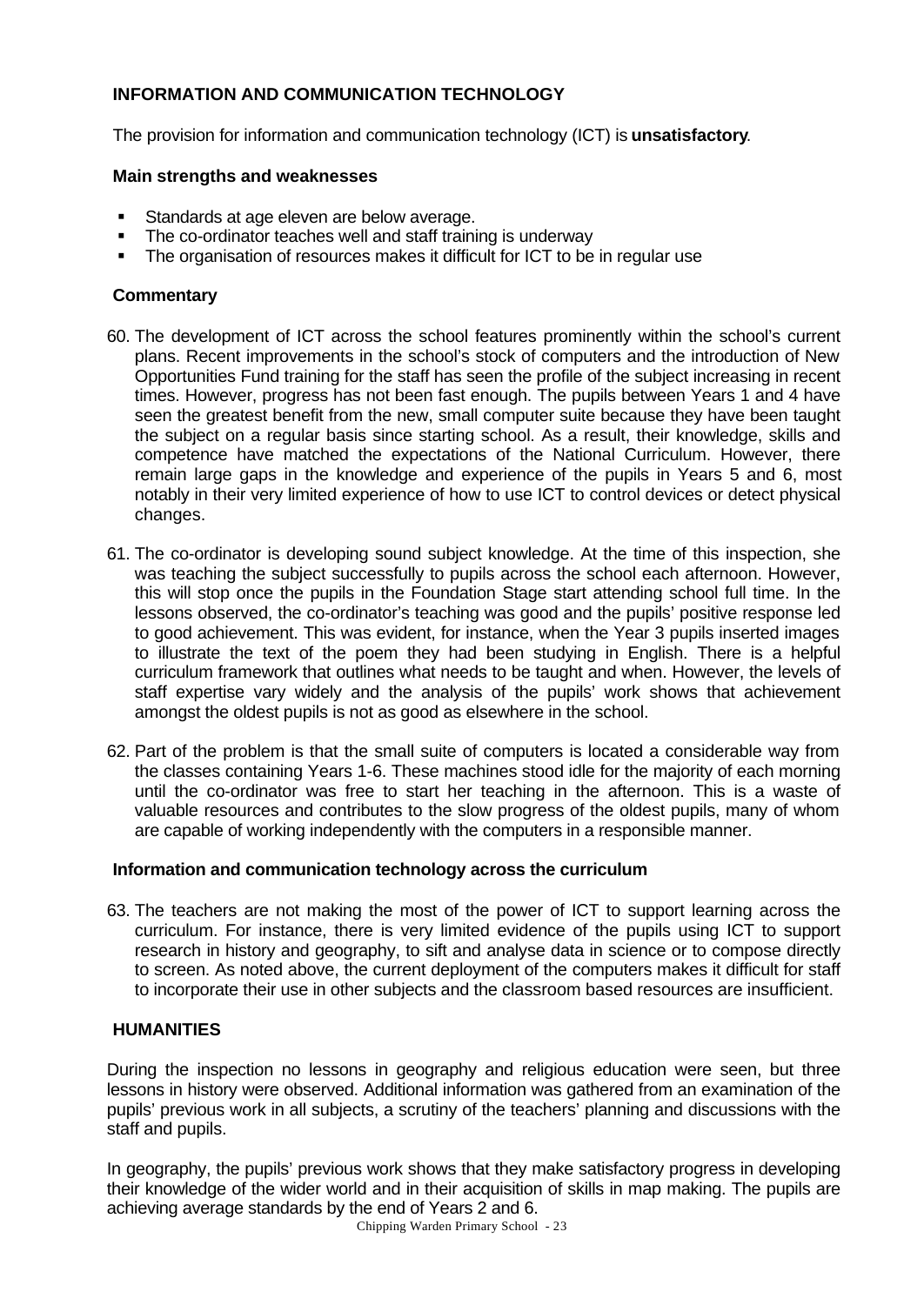## INFORMATION AND COMMUNICATION TECHNOLOGY

The provision for information and communication technology (ICT) is **unsatisfactory**.

### Main strengths and weaknesses

- Standards at age eleven are below average.
- The co-ordinator teaches well and staff training is underway
- The organisation of resources makes it difficult for ICT to be in regular use

### Commentary

60. The development of ICT across the school features prominently within the school's current plans. Recent improvements in the school's stock of computers and the introduction of New Opportunities Fund training for the staff has seen the profile of the subject increasing in recent times. However, progress has not been fast enough. The pupils between Years 1 and 4 have seen the greatest benefit from the new, small computer suite because they have been taught the subject on a regular basis since starting school. As a result, their knowledge, skills and competence have matched the expectations of the National Curriculum. However, there remain large gaps in the knowledge and experience of the pupils in Years 5 and 6, most notably in their very limited experience of how to use ICT to control devices or detect physical changes.

61. The co-ordinator is developing sound subject knowledge. At the time of this inspection, she was teaching the subject successfully to pupils across the school each afternoon. However, this will stop once the pupils in the Foundation Stage start attending school full time. In the lessons observed, the co-ordinator's teaching was good and the pupils' positive response led to good achievement. This was evident, for instance, when the Year 3 pupils inserted images to illustrate the text of the poem they had been studying in English. There is a helpful curriculum framework that outlines what needs to be taught and when. However, the levels of staff expertise vary widely and the analysis of the pupils' work shows that achievement amongst the oldest pupils is not as good as elsewhere in the school.

62. Part of the problem is that the small suite of computers is located a considerable way from the classes containing Years 1-6. These machines stood idle for the majority of each morning until the co-ordinator was free to start her teaching in the afternoon. This is a waste of valuable resources and contributes to the slow progress of the oldest pupils, many of whom are capable of working independently with the computers in a responsible manner.

### Information and communication technology across the curriculum

63. The teachers are not making the most of the power of ICT to support learning across the curriculum. For instance, there is very limited evidence of the pupils using ICT to support research in history and geography, to sift and analyse data in science or to compose directly to screen. As noted above, the current deployment of the computers makes it difficult for staff to incorporate their use in other subjects and the classroom based resources are insufficient.

## HUMANITIES

During the inspection no lessons in geography and religious education were seen, but three lessons in history were observed. Additional information was gathered from an examination of the pupils' previous work in all subjects, a scrutiny of the teachers' planning and discussions with the staff and pupils.

In geography, the pupils' previous work shows that they make satisfactory progress in developing their knowledge of the wider world and in their acquisition of skills in map making. The pupils are achieving average standards by the end of Years 2 and 6.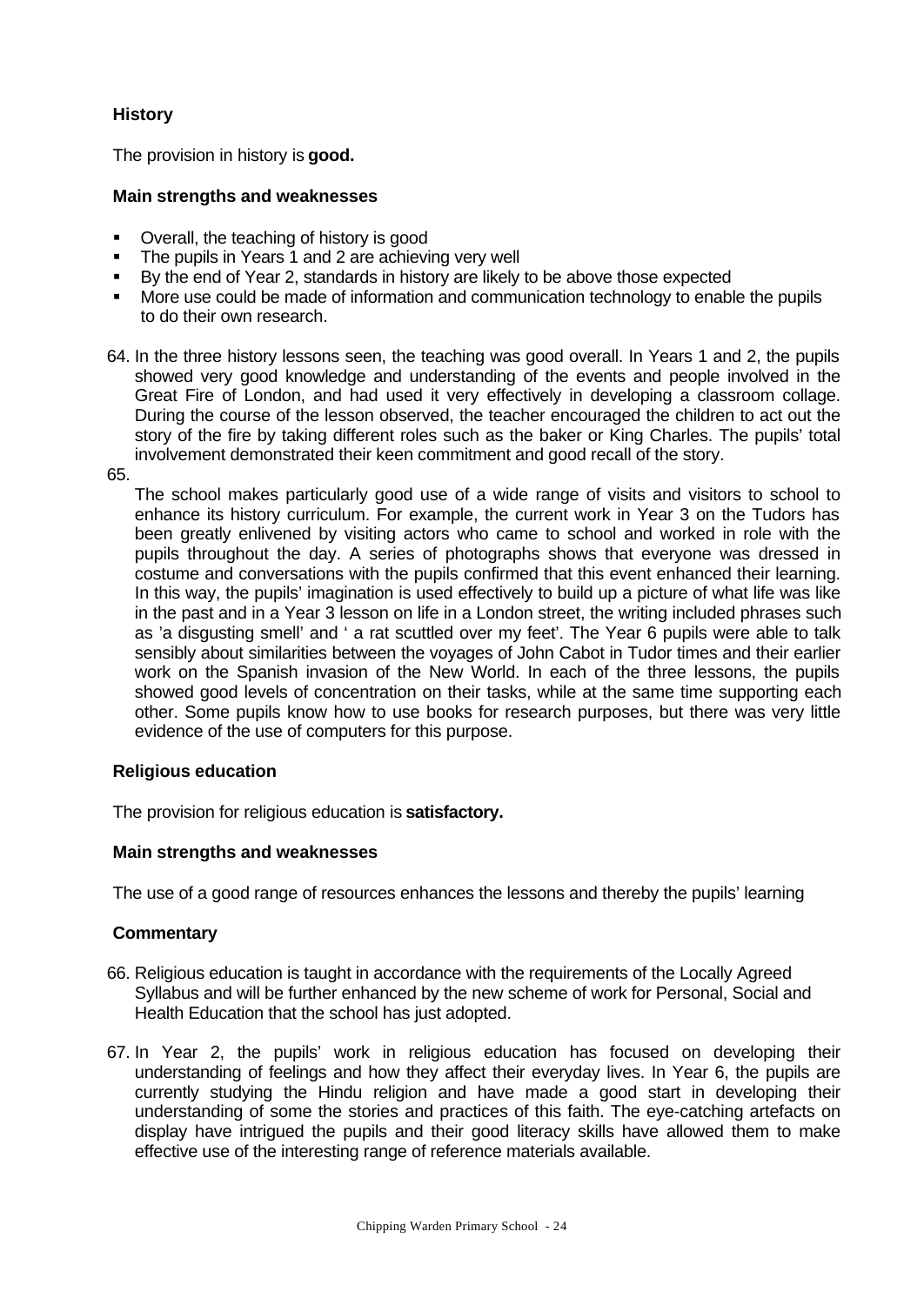### History

The provision in history is **good.**

#### Main strengths and weaknesses

- Overall, the teaching of history is good
- The pupils in Years 1 and 2 are achieving very well
- By the end of Year 2, standards in history are likely to be above those expected
- More use could be made of information and communication technology to enable the pupils to do their own research.

64. In the three history lessons seen, the teaching was good overall. In Years 1 and 2, the pupils showed very good knowledge and understanding of the events and people involved in the Great Fire of London, and had used it very effectively in developing a classroom collage. During the course of the lesson observed, the teacher encouraged the children to act out the story of the fire by taking different roles such as the baker or King Charles. The pupils' total involvement demonstrated their keen commitment and good recall of the story.

65. The school makes particularly good use of a wide range of visits and visitors to school to enhance its history curriculum. For example, the current work in Year 3 on the Tudors has been greatly enlivened by visiting actors who came to school and worked in role with the pupils throughout the day. A series of photographs shows that everyone was dressed in costume and conversations with the pupils confirmed that this event enhanced their learning. In this way, the pupils' imagination is used effectively to build up a picture of what life was like in the past and in a Year 3 lesson on life in a London street, the writing included phrases such as 'a disgusting smell' and ' a rat scuttled over my feet'. The Year 6 pupils were able to talk sensibly about similarities between the voyages of John Cabot in Tudor times and their earlier work on the Spanish invasion of the New World. In each of the three lessons, the pupils showed good levels of concentration on their tasks, while at the same time supporting each other. Some pupils know how to use books for research purposes, but there was very little evidence of the use of computers for this purpose.

### Religious education

The provision for religious education is **satisfactory.**

#### Main strengths and weaknesses

The use of a good range of resources enhances the lessons and thereby the pupils' learning

#### Commentary

66. Religious education is taught in accordance with the requirements of the Locally Agreed Syllabus and will be further enhanced by the new scheme of work for Personal, Social and Health Education that the school has just adopted.

67. In Year 2, the pupils' work in religious education has focused on developing their understanding of feelings and how they affect their everyday lives. In Year 6, the pupils are currently studying the Hindu religion and have made a good start in developing their understanding of some the stories and practices of this faith. The eye-catching artefacts on display have intrigued the pupils and their good literacy skills have allowed them to make effective use of the interesting range of reference materials available.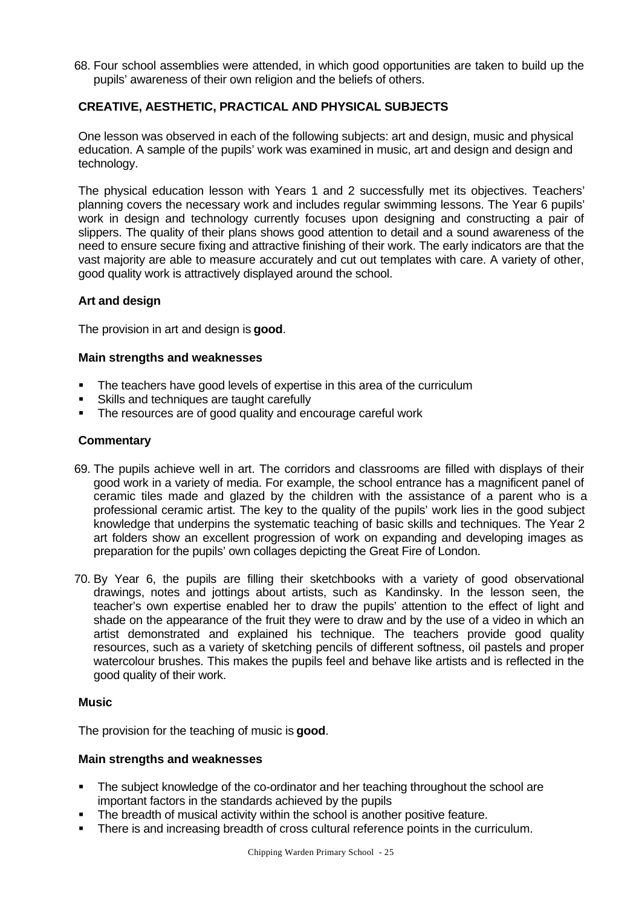68. Four school assemblies were attended, in which good opportunities are taken to build up the pupils' awareness of their own religion and the beliefs of others.

## CREATIVE, AESTHETIC, PRACTICAL AND PHYSICAL SUBJECTS

One lesson was observed in each of the following subjects: art and design, music and physical education. A sample of the pupils' work was examined in music, art and design and design and technology.

The physical education lesson with Years 1 and 2 successfully met its objectives. Teachers' planning covers the necessary work and includes regular swimming lessons. The Year 6 pupils' work in design and technology currently focuses upon designing and constructing a pair of slippers. The quality of their plans shows good attention to detail and a sound awareness of the need to ensure secure fixing and attractive finishing of their work. The early indicators are that the vast majority are able to measure accurately and cut out templates with care. A variety of other, good quality work is attractively displayed around the school.

### Art and design

The provision in art and design is **good**.

#### Main strengths and weaknesses

- The teachers have good levels of expertise in this area of the curriculum
- Skills and techniques are taught carefully
- The resources are of good quality and encourage careful work

#### Commentary

69. The pupils achieve well in art. The corridors and classrooms are filled with displays of their good work in a variety of media. For example, the school entrance has a magnificent panel of ceramic tiles made and glazed by the children with the assistance of a parent who is a professional ceramic artist. The key to the quality of the pupils' work lies in the good subject knowledge that underpins the systematic teaching of basic skills and techniques. The Year 2 art folders show an excellent progression of work on expanding and developing images as preparation for the pupils' own collages depicting the Great Fire of London.

70. By Year 6, the pupils are filling their sketchbooks with a variety of good observational drawings, notes and jottings about artists, such as Kandinsky. In the lesson seen, the teacher's own expertise enabled her to draw the pupils' attention to the effect of light and shade on the appearance of the fruit they were to draw and by the use of a video in which an artist demonstrated and explained his technique. The teachers provide good quality resources, such as a variety of sketching pencils of different softness, oil pastels and proper watercolour brushes. This makes the pupils feel and behave like artists and is reflected in the good quality of their work.

### Music

The provision for the teaching of music is **good**.

#### Main strengths and weaknesses

- The subject knowledge of the co-ordinator and her teaching throughout the school are important factors in the standards achieved by the pupils
- The breadth of musical activity within the school is another positive feature.
- There is and increasing breadth of cross cultural reference points in the curriculum.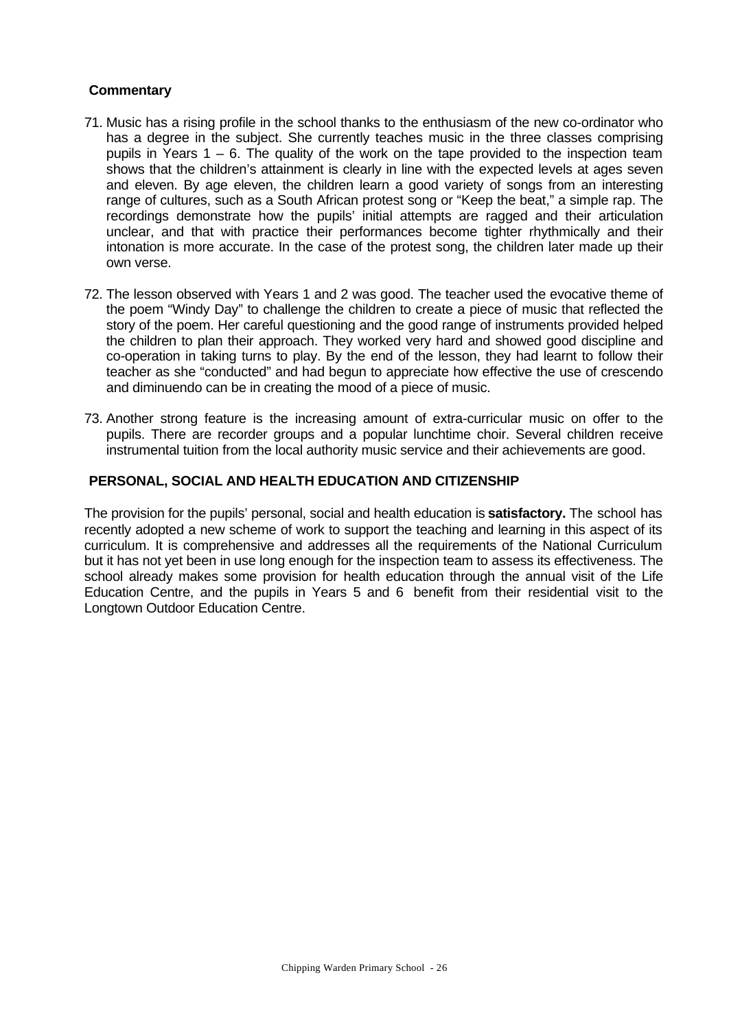**Commentary**

71. Music has a rising profile in the school thanks to the enthusiasm of the new co-ordinator who has a degree in the subject. She currently teaches music in the three classes comprising pupils in Years 1 – 6. The quality of the work on the tape provided to the inspection team shows that the children's attainment is clearly in line with the expected levels at ages seven and eleven. By age eleven, the children learn a good variety of songs from an interesting range of cultures, such as a South African protest song or "Keep the beat," a simple rap. The recordings demonstrate how the pupils' initial attempts are ragged and their articulation unclear, and that with practice their performances become tighter rhythmically and their intonation is more accurate. In the case of the protest song, the children later made up their own verse.

72. The lesson observed with Years 1 and 2 was good. The teacher used the evocative theme of the poem "Windy Day" to challenge the children to create a piece of music that reflected the story of the poem. Her careful questioning and the good range of instruments provided helped the children to plan their approach. They worked very hard and showed good discipline and co-operation in taking turns to play. By the end of the lesson, they had learnt to follow their teacher as she "conducted" and had begun to appreciate how effective the use of crescendo and diminuendo can be in creating the mood of a piece of music.

73. Another strong feature is the increasing amount of extra-curricular music on offer to the pupils. There are recorder groups and a popular lunchtime choir. Several children receive instrumental tuition from the local authority music service and their achievements are good.

## PERSONAL, SOCIAL AND HEALTH EDUCATION AND CITIZENSHIP

The provision for the pupils' personal, social and health education is **satisfactory.** The school has recently adopted a new scheme of work to support the teaching and learning in this aspect of its curriculum. It is comprehensive and addresses all the requirements of the National Curriculum but it has not yet been in use long enough for the inspection team to assess its effectiveness. The school already makes some provision for health education through the annual visit of the Life Education Centre, and the pupils in Years 5 and 6 benefit from their residential visit to the Longtown Outdoor Education Centre.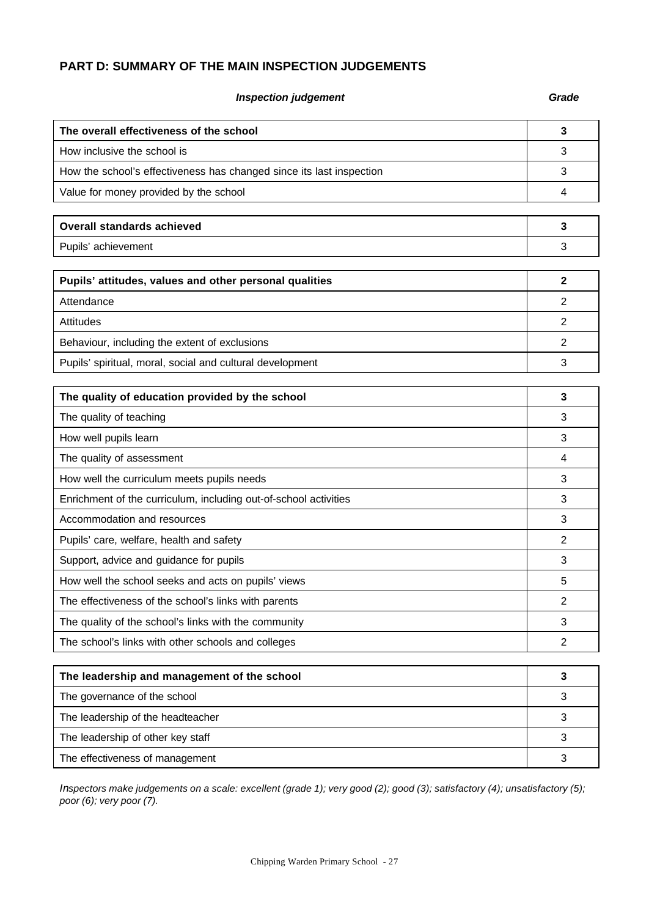## PART D: SUMMARY OF THE MAIN INSPECTION JUDGEMENTS

| *Inspection judgement* | *Grade* |
|---|---|
| **The overall effectiveness of the school** | **3** |
| How inclusive the school is | 3 |
| How the school's effectiveness has changed since its last inspection | 3 |
| Value for money provided by the school | 4 |
| **Overall standards achieved** | **3** |
| Pupils' achievement | 3 |
| **Pupils' attitudes, values and other personal qualities** | **2** |
| Attendance | 2 |
| Attitudes | 2 |
| Behaviour, including the extent of exclusions | 2 |
| Pupils' spiritual, moral, social and cultural development | 3 |
| **The quality of education provided by the school** | **3** |
| The quality of teaching | 3 |
| How well pupils learn | 3 |
| The quality of assessment | 4 |
| How well the curriculum meets pupils needs | 3 |
| Enrichment of the curriculum, including out-of-school activities | 3 |
| Accommodation and resources | 3 |
| Pupils' care, welfare, health and safety | 2 |
| Support, advice and guidance for pupils | 3 |
| How well the school seeks and acts on pupils' views | 5 |
| The effectiveness of the school's links with parents | 2 |
| The quality of the school's links with the community | 3 |
| The school's links with other schools and colleges | 2 |
| **The leadership and management of the school** | **3** |
| The governance of the school | 3 |
| The leadership of the headteacher | 3 |
| The leadership of other key staff | 3 |
| The effectiveness of management | 3 |

*Inspectors make judgements on a scale: excellent (grade 1); very good (2); good (3); satisfactory (4); unsatisfactory (5); poor (6); very poor (7).*